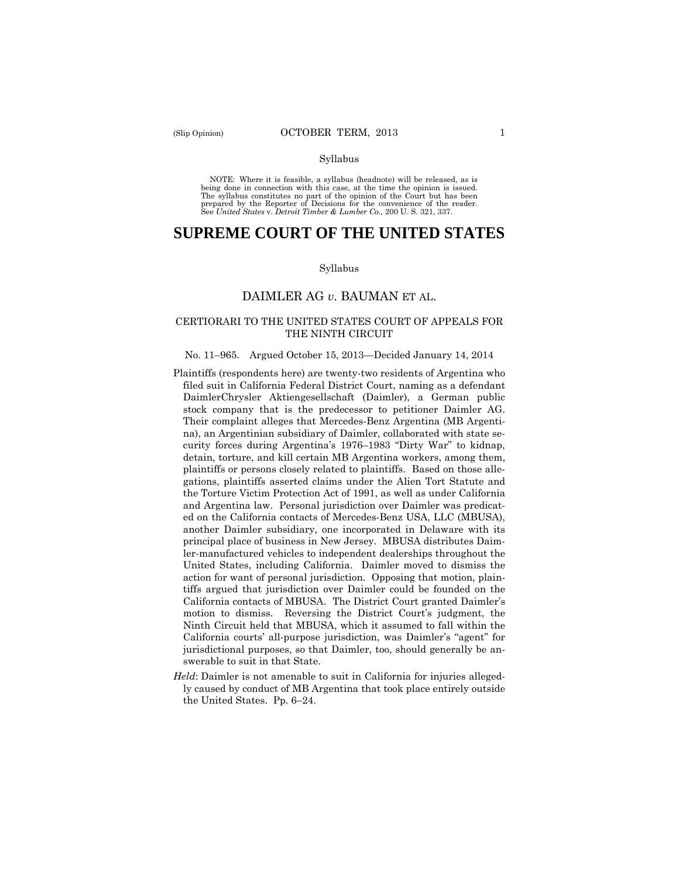Syllabus

NOTE: Where it is feasible, a syllabus (headnote) will be released, as is being done in connection with this case, at the time the opinion is issued. The syllabus constitutes no part of the opinion of the Court but has been prepared by the Reporter of Decisions for the convenience of the reader. See *United States* v. *Detroit Timber & Lumber Co.,* 200 U. S. 321, 337.

# SUPREME COURT OF THE UNITED STATES

Syllabus

## DAIMLER AG *v*. BAUMAN ET AL.

### CERTIORARI TO THE UNITED STATES COURT OF APPEALS FOR THE NINTH CIRCUIT

No. 11–965. Argued October 15, 2013—Decided January 14, 2014

Plaintiffs (respondents here) are twenty-two residents of Argentina who filed suit in California Federal District Court, naming as a defendant DaimlerChrysler Aktiengesellschaft (Daimler), a German public stock company that is the predecessor to petitioner Daimler AG. Their complaint alleges that Mercedes-Benz Argentina (MB Argentina), an Argentinian subsidiary of Daimler, collaborated with state security forces during Argentina's 1976–1983 "Dirty War" to kidnap, detain, torture, and kill certain MB Argentina workers, among them, plaintiffs or persons closely related to plaintiffs. Based on those allegations, plaintiffs asserted claims under the Alien Tort Statute and the Torture Victim Protection Act of 1991, as well as under California and Argentina law. Personal jurisdiction over Daimler was predicated on the California contacts of Mercedes-Benz USA, LLC (MBUSA), another Daimler subsidiary, one incorporated in Delaware with its principal place of business in New Jersey. MBUSA distributes Daimler-manufactured vehicles to independent dealerships throughout the United States, including California. Daimler moved to dismiss the action for want of personal jurisdiction. Opposing that motion, plaintiffs argued that jurisdiction over Daimler could be founded on the California contacts of MBUSA. The District Court granted Daimler's motion to dismiss. Reversing the District Court's judgment, the Ninth Circuit held that MBUSA, which it assumed to fall within the California courts' all-purpose jurisdiction, was Daimler's "agent" for jurisdictional purposes, so that Daimler, too, should generally be answerable to suit in that State.

*Held*: Daimler is not amenable to suit in California for injuries allegedly caused by conduct of MB Argentina that took place entirely outside the United States. Pp. 6–24.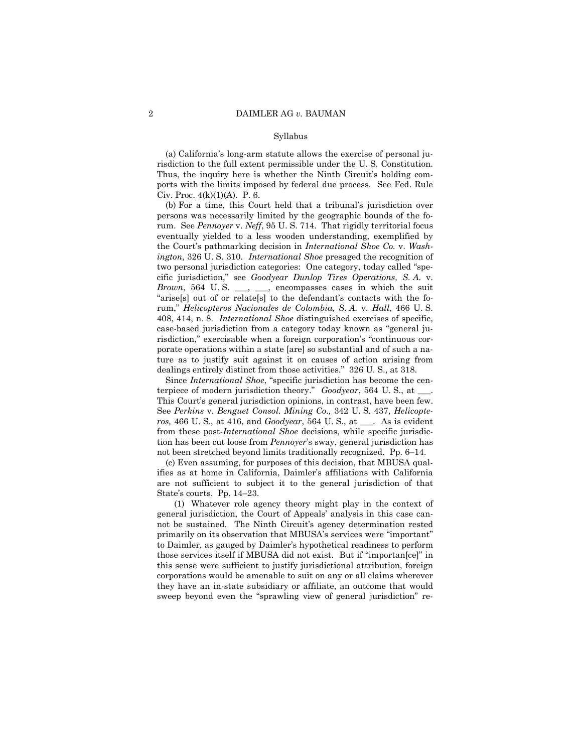Syllabus

(a) California's long-arm statute allows the exercise of personal jurisdiction to the full extent permissible under the U. S. Constitution. Thus, the inquiry here is whether the Ninth Circuit's holding comports with the limits imposed by federal due process. See Fed. Rule Civ. Proc. 4(k)(1)(A). P. 6.

(b) For a time, this Court held that a tribunal's jurisdiction over persons was necessarily limited by the geographic bounds of the forum. See *Pennoyer* v. *Neff*, 95 U. S. 714. That rigidly territorial focus eventually yielded to a less wooden understanding, exemplified by the Court's pathmarking decision in *International Shoe Co.* v. *Washington*, 326 U. S. 310. *International Shoe* presaged the recognition of two personal jurisdiction categories: One category, today called "specific jurisdiction," see *Goodyear Dunlop Tires Operations, S. A.* v. *Brown*, 564 U. S. \_\_\_, \_\_\_, encompasses cases in which the suit "arise[s] out of or relate[s] to the defendant's contacts with the forum," *Helicopteros Nacionales de Colombia, S. A.* v. *Hall*, 466 U. S. 408, 414, n. 8. *International Shoe* distinguished exercises of specific, case-based jurisdiction from a category today known as "general jurisdiction," exercisable when a foreign corporation's "continuous corporate operations within a state [are] so substantial and of such a nature as to justify suit against it on causes of action arising from dealings entirely distinct from those activities." 326 U. S., at 318.

Since *International Shoe*, "specific jurisdiction has become the centerpiece of modern jurisdiction theory." *Goodyear*, 564 U. S., at \_\_\_. This Court's general jurisdiction opinions, in contrast, have been few. See *Perkins* v. *Benguet Consol. Mining Co.,* 342 U. S. 437, *Helicopteros,* 466 U. S., at 416, and *Goodyear*, 564 U. S., at \_\_\_. As is evident from these post-*International Shoe* decisions, while specific jurisdiction has been cut loose from *Pennoyer*'s sway, general jurisdiction has not been stretched beyond limits traditionally recognized. Pp. 6–14.

(c) Even assuming, for purposes of this decision, that MBUSA qualifies as at home in California, Daimler's affiliations with California are not sufficient to subject it to the general jurisdiction of that State's courts. Pp. 14–23.

(1) Whatever role agency theory might play in the context of general jurisdiction, the Court of Appeals' analysis in this case cannot be sustained. The Ninth Circuit's agency determination rested primarily on its observation that MBUSA's services were "important" to Daimler, as gauged by Daimler's hypothetical readiness to perform those services itself if MBUSA did not exist. But if "importan[ce]" in this sense were sufficient to justify jurisdictional attribution, foreign corporations would be amenable to suit on any or all claims wherever they have an in-state subsidiary or affiliate, an outcome that would sweep beyond even the "sprawling view of general jurisdiction" re-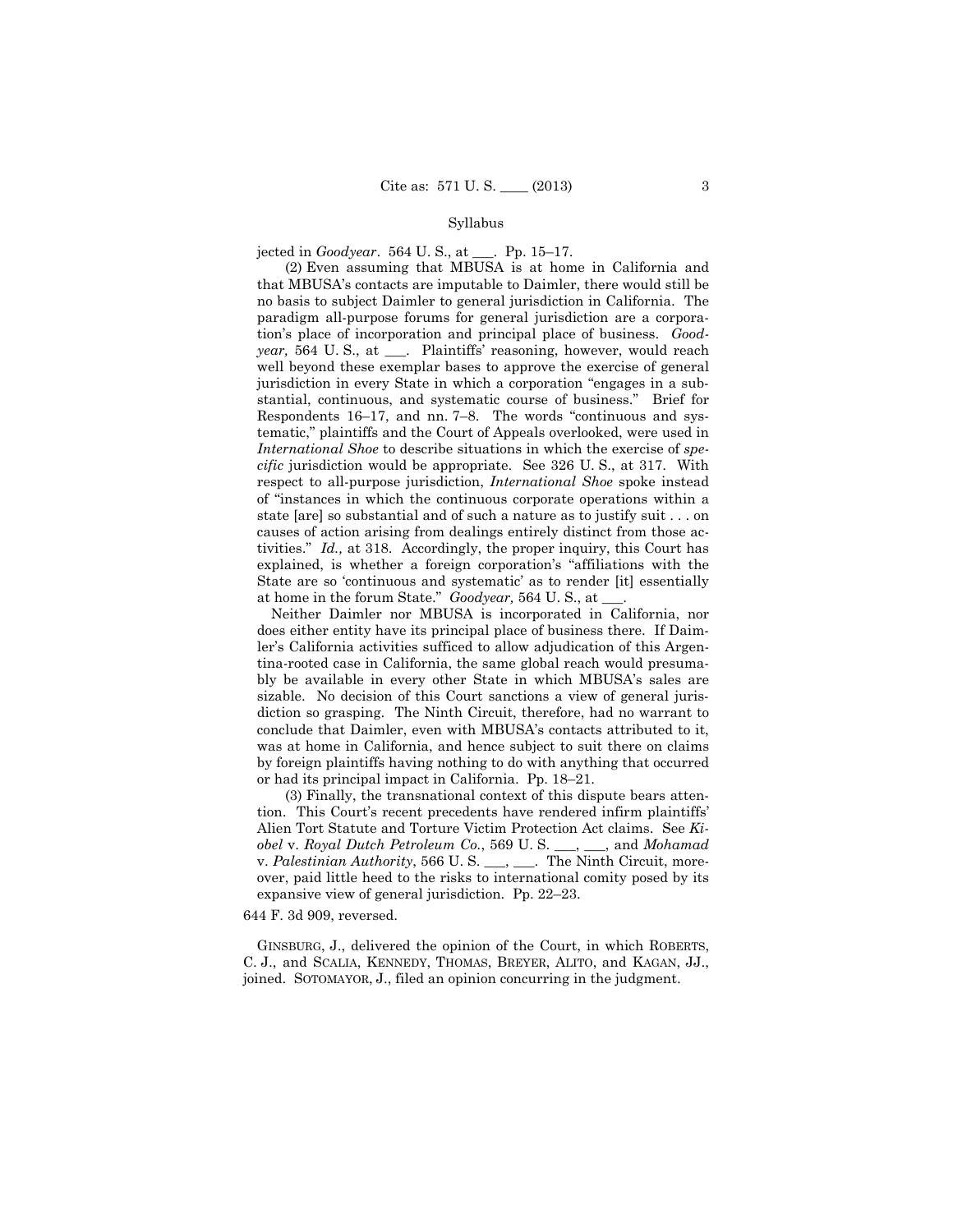jected in *Goodyear*. 564 U. S., at ___. Pp. 15–17.

(2) Even assuming that MBUSA is at home in California and that MBUSA's contacts are imputable to Daimler, there would still be no basis to subject Daimler to general jurisdiction in California. The paradigm all-purpose forums for general jurisdiction are a corporation's place of incorporation and principal place of business. *Goodyear,* 564 U. S., at ___. Plaintiffs' reasoning, however, would reach well beyond these exemplar bases to approve the exercise of general jurisdiction in every State in which a corporation "engages in a substantial, continuous, and systematic course of business." Brief for Respondents 16–17, and nn. 7–8. The words "continuous and systematic," plaintiffs and the Court of Appeals overlooked, were used in *International Shoe* to describe situations in which the exercise of *specific* jurisdiction would be appropriate. See 326 U. S., at 317. With respect to all-purpose jurisdiction, *International Shoe* spoke instead of "instances in which the continuous corporate operations within a state [are] so substantial and of such a nature as to justify suit . . . on causes of action arising from dealings entirely distinct from those activities." *Id.,* at 318. Accordingly, the proper inquiry, this Court has explained, is whether a foreign corporation's "affiliations with the State are so 'continuous and systematic' as to render [it] essentially at home in the forum State." *Goodyear,* 564 U. S., at ___.

Neither Daimler nor MBUSA is incorporated in California, nor does either entity have its principal place of business there. If Daimler's California activities sufficed to allow adjudication of this Argentina-rooted case in California, the same global reach would presumably be available in every other State in which MBUSA's sales are sizable. No decision of this Court sanctions a view of general jurisdiction so grasping. The Ninth Circuit, therefore, had no warrant to conclude that Daimler, even with MBUSA's contacts attributed to it, was at home in California, and hence subject to suit there on claims by foreign plaintiffs having nothing to do with anything that occurred or had its principal impact in California. Pp. 18–21.

(3) Finally, the transnational context of this dispute bears attention. This Court's recent precedents have rendered infirm plaintiffs' Alien Tort Statute and Torture Victim Protection Act claims. See *Kiobel* v. *Royal Dutch Petroleum Co.*, 569 U. S. ___, ___, and *Mohamad* v. *Palestinian Authority*, 566 U. S. ___, ___. The Ninth Circuit, moreover, paid little heed to the risks to international comity posed by its expansive view of general jurisdiction. Pp. 22–23.

644 F. 3d 909, reversed.

GINSBURG, J., delivered the opinion of the Court, in which ROBERTS, C. J., and SCALIA, KENNEDY, THOMAS, BREYER, ALITO, and KAGAN, JJ., joined. SOTOMAYOR, J., filed an opinion concurring in the judgment.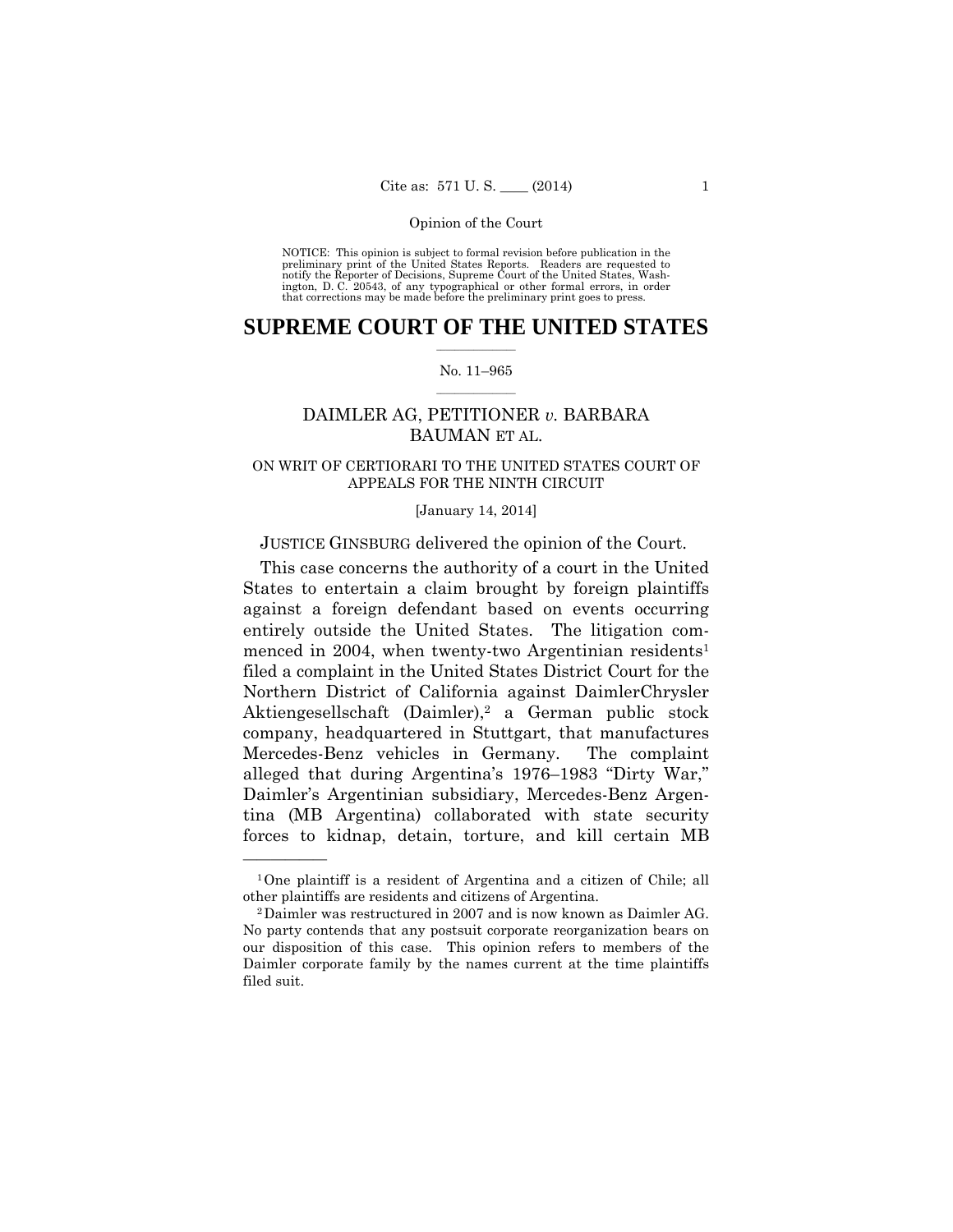NOTICE: This opinion is subject to formal revision before publication in the preliminary print of the United States Reports. Readers are requested to notify the Reporter of Decisions, Supreme Court of the United States, Washington, D. C. 20543, of any typographical or other formal errors, in order that corrections may be made before the preliminary print goes to press.

# SUPREME COURT OF THE UNITED STATES

No. 11–965

## DAIMLER AG, PETITIONER *v.* BARBARA BAUMAN ET AL.

ON WRIT OF CERTIORARI TO THE UNITED STATES COURT OF APPEALS FOR THE NINTH CIRCUIT

[January 14, 2014]

JUSTICE GINSBURG delivered the opinion of the Court.

This case concerns the authority of a court in the United States to entertain a claim brought by foreign plaintiffs against a foreign defendant based on events occurring entirely outside the United States. The litigation commenced in 2004, when twenty-two Argentinian residents[1] filed a complaint in the United States District Court for the Northern District of California against DaimlerChrysler Aktiengesellschaft (Daimler),[2] a German public stock company, headquartered in Stuttgart, that manufactures Mercedes-Benz vehicles in Germany. The complaint alleged that during Argentina's 1976–1983 "Dirty War," Daimler's Argentinian subsidiary, Mercedes-Benz Argentina (MB Argentina) collaborated with state security forces to kidnap, detain, torture, and kill certain MB

[1] One plaintiff is a resident of Argentina and a citizen of Chile; all other plaintiffs are residents and citizens of Argentina.

[2] Daimler was restructured in 2007 and is now known as Daimler AG. No party contends that any postsuit corporate reorganization bears on our disposition of this case. This opinion refers to members of the Daimler corporate family by the names current at the time plaintiffs filed suit.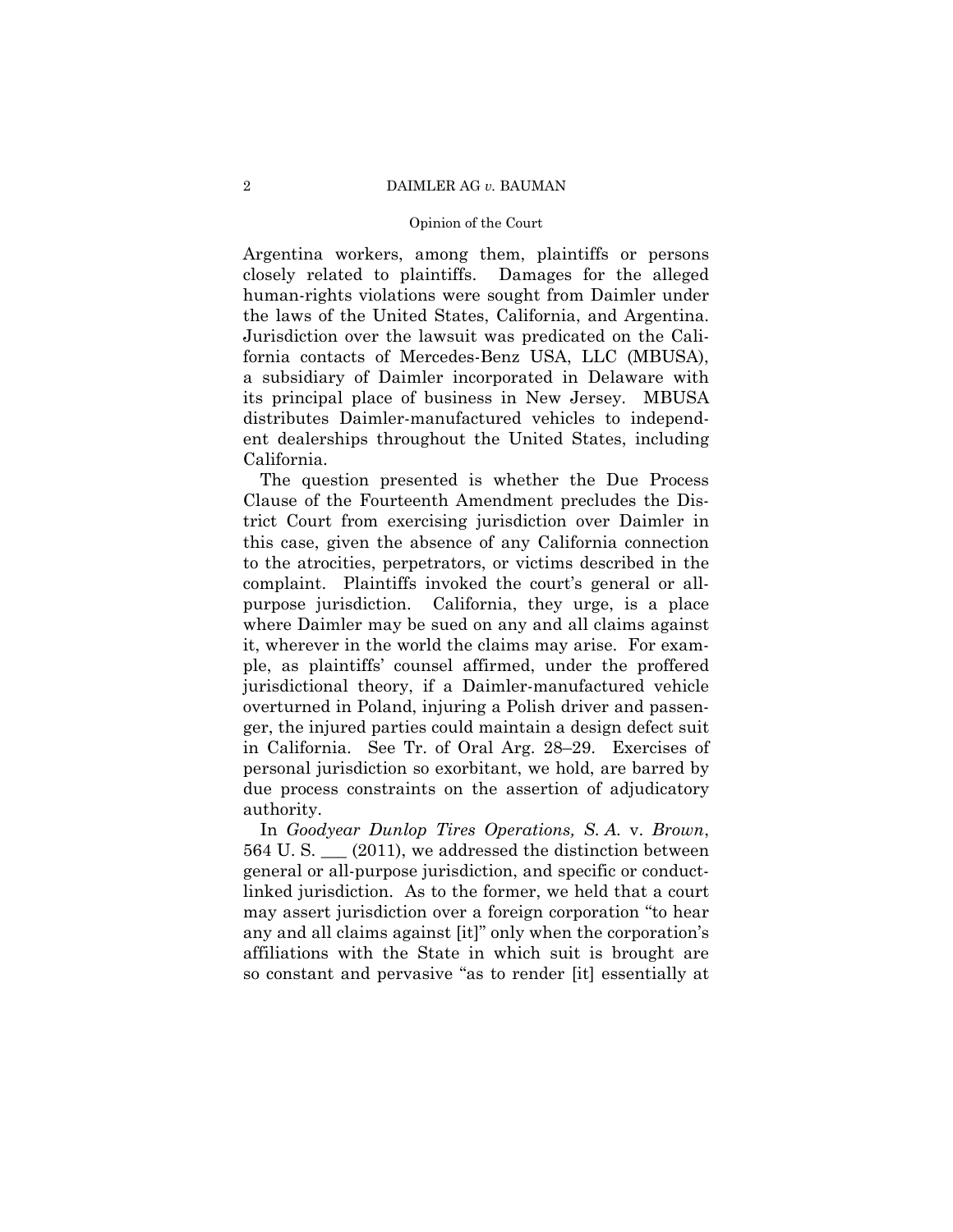Argentina workers, among them, plaintiffs or persons closely related to plaintiffs. Damages for the alleged human-rights violations were sought from Daimler under the laws of the United States, California, and Argentina. Jurisdiction over the lawsuit was predicated on the California contacts of Mercedes-Benz USA, LLC (MBUSA), a subsidiary of Daimler incorporated in Delaware with its principal place of business in New Jersey. MBUSA distributes Daimler-manufactured vehicles to independent dealerships throughout the United States, including California.

The question presented is whether the Due Process Clause of the Fourteenth Amendment precludes the District Court from exercising jurisdiction over Daimler in this case, given the absence of any California connection to the atrocities, perpetrators, or victims described in the complaint. Plaintiffs invoked the court's general or all-purpose jurisdiction. California, they urge, is a place where Daimler may be sued on any and all claims against it, wherever in the world the claims may arise. For example, as plaintiffs' counsel affirmed, under the proffered jurisdictional theory, if a Daimler-manufactured vehicle overturned in Poland, injuring a Polish driver and passenger, the injured parties could maintain a design defect suit in California. See Tr. of Oral Arg. 28–29. Exercises of personal jurisdiction so exorbitant, we hold, are barred by due process constraints on the assertion of adjudicatory authority.

In *Goodyear Dunlop Tires Operations, S. A.* v. *Brown*, 564 U. S. ___ (2011), we addressed the distinction between general or all-purpose jurisdiction, and specific or conduct-linked jurisdiction. As to the former, we held that a court may assert jurisdiction over a foreign corporation "to hear any and all claims against [it]" only when the corporation's affiliations with the State in which suit is brought are so constant and pervasive "as to render [it] essentially at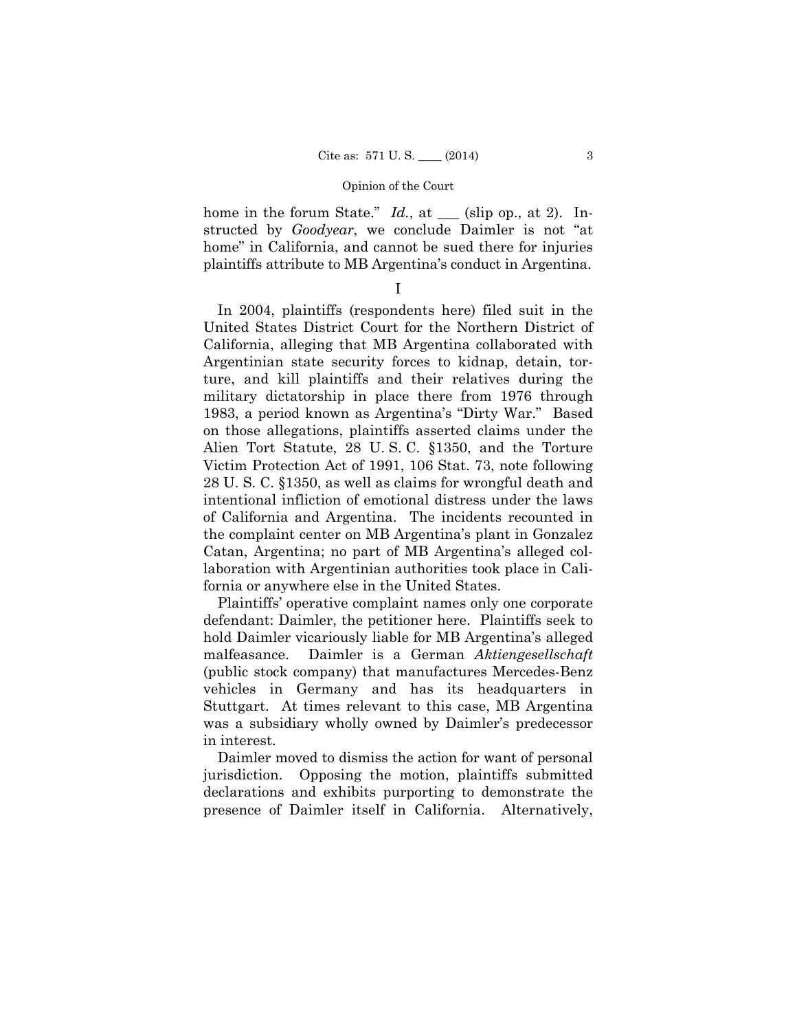home in the forum State." *Id.*, at ___ (slip op., at 2). Instructed by *Goodyear*, we conclude Daimler is not "at home" in California, and cannot be sued there for injuries plaintiffs attribute to MB Argentina's conduct in Argentina.

## I

In 2004, plaintiffs (respondents here) filed suit in the United States District Court for the Northern District of California, alleging that MB Argentina collaborated with Argentinian state security forces to kidnap, detain, torture, and kill plaintiffs and their relatives during the military dictatorship in place there from 1976 through 1983, a period known as Argentina's "Dirty War." Based on those allegations, plaintiffs asserted claims under the Alien Tort Statute, 28 U. S. C. §1350, and the Torture Victim Protection Act of 1991, 106 Stat. 73, note following 28 U. S. C. §1350, as well as claims for wrongful death and intentional infliction of emotional distress under the laws of California and Argentina. The incidents recounted in the complaint center on MB Argentina's plant in Gonzalez Catan, Argentina; no part of MB Argentina's alleged collaboration with Argentinian authorities took place in California or anywhere else in the United States.

Plaintiffs' operative complaint names only one corporate defendant: Daimler, the petitioner here. Plaintiffs seek to hold Daimler vicariously liable for MB Argentina's alleged malfeasance. Daimler is a German *Aktiengesellschaft* (public stock company) that manufactures Mercedes-Benz vehicles in Germany and has its headquarters in Stuttgart. At times relevant to this case, MB Argentina was a subsidiary wholly owned by Daimler's predecessor in interest.

Daimler moved to dismiss the action for want of personal jurisdiction. Opposing the motion, plaintiffs submitted declarations and exhibits purporting to demonstrate the presence of Daimler itself in California. Alternatively,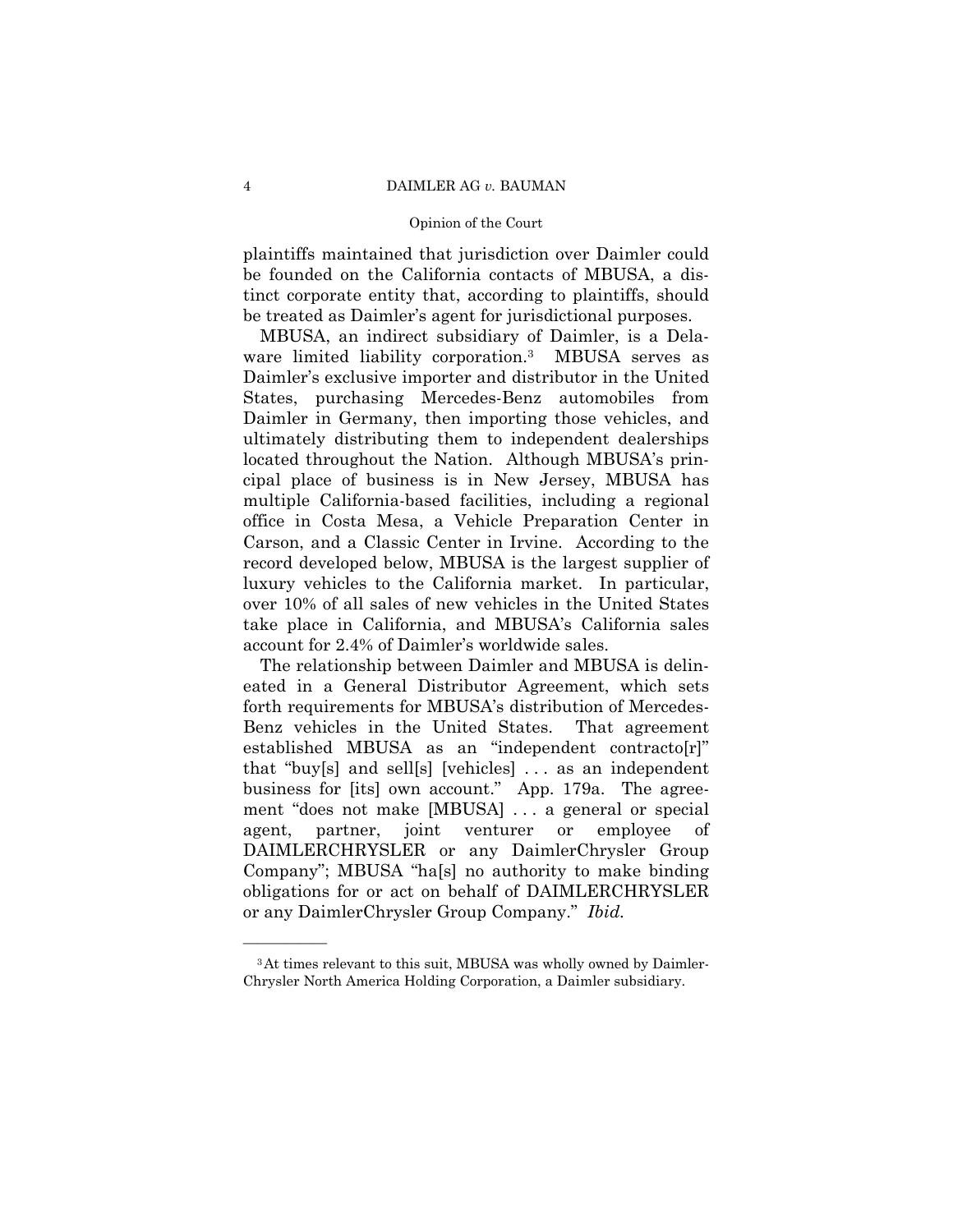plaintiffs maintained that jurisdiction over Daimler could be founded on the California contacts of MBUSA, a distinct corporate entity that, according to plaintiffs, should be treated as Daimler's agent for jurisdictional purposes.

MBUSA, an indirect subsidiary of Daimler, is a Delaware limited liability corporation.[3] MBUSA serves as Daimler's exclusive importer and distributor in the United States, purchasing Mercedes-Benz automobiles from Daimler in Germany, then importing those vehicles, and ultimately distributing them to independent dealerships located throughout the Nation. Although MBUSA's principal place of business is in New Jersey, MBUSA has multiple California-based facilities, including a regional office in Costa Mesa, a Vehicle Preparation Center in Carson, and a Classic Center in Irvine. According to the record developed below, MBUSA is the largest supplier of luxury vehicles to the California market. In particular, over 10% of all sales of new vehicles in the United States take place in California, and MBUSA's California sales account for 2.4% of Daimler's worldwide sales.

The relationship between Daimler and MBUSA is delineated in a General Distributor Agreement, which sets forth requirements for MBUSA's distribution of Mercedes-Benz vehicles in the United States. That agreement established MBUSA as an "independent contracto[r]" that "buy[s] and sell[s] [vehicles] . . . as an independent business for [its] own account." App. 179a. The agreement "does not make [MBUSA] . . . a general or special agent, partner, joint venturer or employee of DAIMLERCHRYSLER or any DaimlerChrysler Group Company"; MBUSA "ha[s] no authority to make binding obligations for or act on behalf of DAIMLERCHRYSLER or any DaimlerChrysler Group Company." *Ibid.*

---

[3] At times relevant to this suit, MBUSA was wholly owned by DaimlerChrysler North America Holding Corporation, a Daimler subsidiary.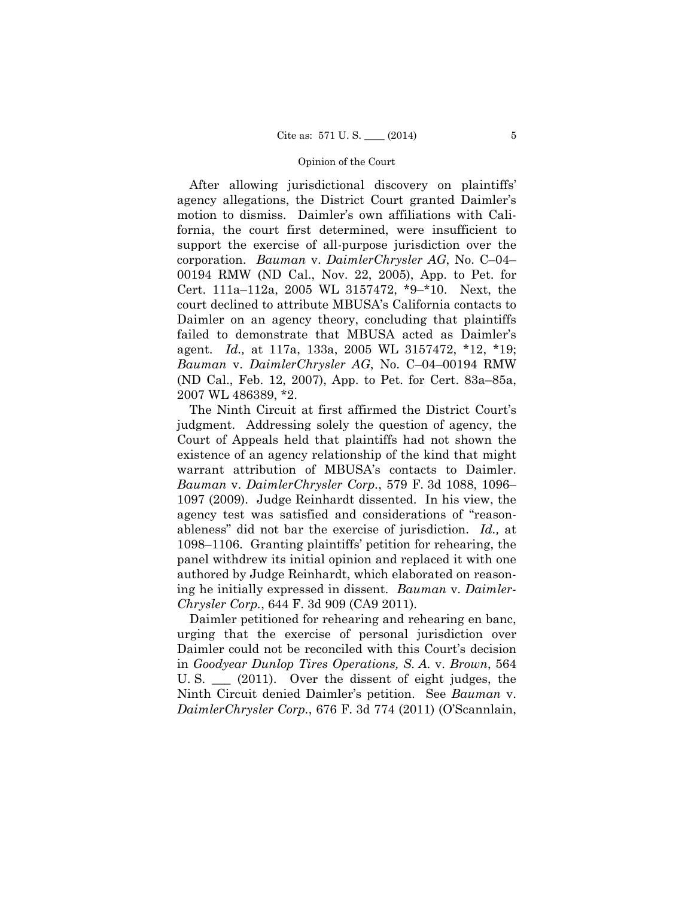After allowing jurisdictional discovery on plaintiffs' agency allegations, the District Court granted Daimler's motion to dismiss. Daimler's own affiliations with California, the court first determined, were insufficient to support the exercise of all-purpose jurisdiction over the corporation. *Bauman* v. *DaimlerChrysler AG*, No. C–04–00194 RMW (ND Cal., Nov. 22, 2005), App. to Pet. for Cert. 111a–112a, 2005 WL 3157472, *9–*10. Next, the court declined to attribute MBUSA's California contacts to Daimler on an agency theory, concluding that plaintiffs failed to demonstrate that MBUSA acted as Daimler's agent. *Id.,* at 117a, 133a, 2005 WL 3157472, *12, *19; *Bauman* v. *DaimlerChrysler AG*, No. C–04–00194 RMW (ND Cal., Feb. 12, 2007), App. to Pet. for Cert. 83a–85a, 2007 WL 486389, *2.

The Ninth Circuit at first affirmed the District Court's judgment. Addressing solely the question of agency, the Court of Appeals held that plaintiffs had not shown the existence of an agency relationship of the kind that might warrant attribution of MBUSA's contacts to Daimler. *Bauman* v. *DaimlerChrysler Corp.*, 579 F. 3d 1088, 1096–1097 (2009). Judge Reinhardt dissented. In his view, the agency test was satisfied and considerations of "reasonableness" did not bar the exercise of jurisdiction. *Id.,* at 1098–1106. Granting plaintiffs' petition for rehearing, the panel withdrew its initial opinion and replaced it with one authored by Judge Reinhardt, which elaborated on reasoning he initially expressed in dissent. *Bauman* v. *DaimlerChrysler Corp.*, 644 F. 3d 909 (CA9 2011).

Daimler petitioned for rehearing and rehearing en banc, urging that the exercise of personal jurisdiction over Daimler could not be reconciled with this Court's decision in *Goodyear Dunlop Tires Operations, S. A.* v. *Brown*, 564 U. S. ___ (2011). Over the dissent of eight judges, the Ninth Circuit denied Daimler's petition. See *Bauman* v. *DaimlerChrysler Corp.*, 676 F. 3d 774 (2011) (O'Scannlain,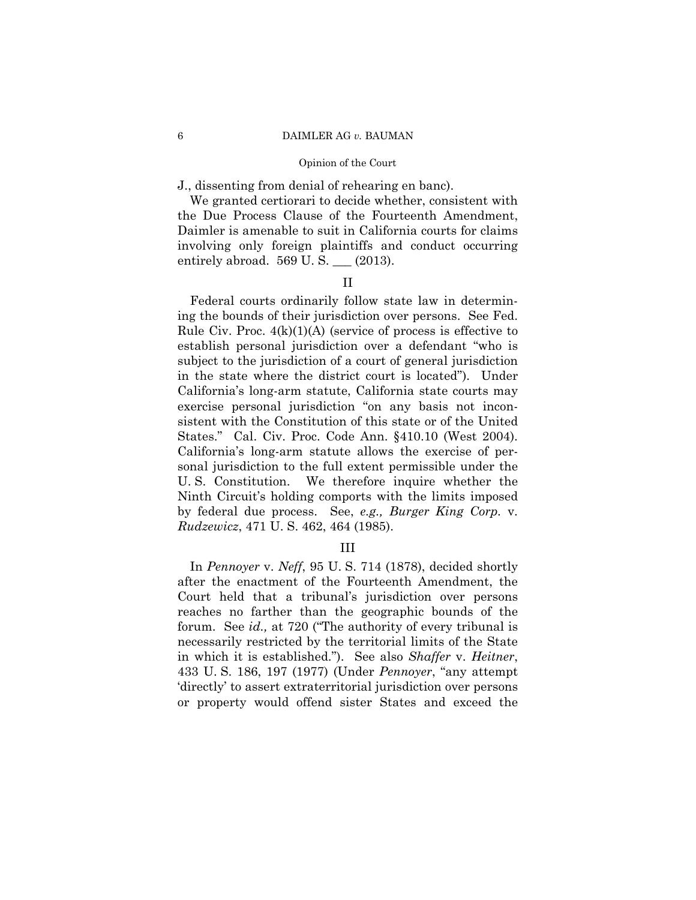J., dissenting from denial of rehearing en banc).

We granted certiorari to decide whether, consistent with the Due Process Clause of the Fourteenth Amendment, Daimler is amenable to suit in California courts for claims involving only foreign plaintiffs and conduct occurring entirely abroad. 569 U. S. ___ (2013).

## II

Federal courts ordinarily follow state law in determining the bounds of their jurisdiction over persons. See Fed. Rule Civ. Proc. 4(k)(1)(A) (service of process is effective to establish personal jurisdiction over a defendant "who is subject to the jurisdiction of a court of general jurisdiction in the state where the district court is located"). Under California's long-arm statute, California state courts may exercise personal jurisdiction "on any basis not inconsistent with the Constitution of this state or of the United States." Cal. Civ. Proc. Code Ann. §410.10 (West 2004). California's long-arm statute allows the exercise of personal jurisdiction to the full extent permissible under the U. S. Constitution. We therefore inquire whether the Ninth Circuit's holding comports with the limits imposed by federal due process. See, *e.g., Burger King Corp.* v. *Rudzewicz*, 471 U. S. 462, 464 (1985).

## III

In *Pennoyer* v. *Neff*, 95 U. S. 714 (1878), decided shortly after the enactment of the Fourteenth Amendment, the Court held that a tribunal's jurisdiction over persons reaches no farther than the geographic bounds of the forum. See *id.,* at 720 ("The authority of every tribunal is necessarily restricted by the territorial limits of the State in which it is established."). See also *Shaffer* v. *Heitner*, 433 U. S. 186, 197 (1977) (Under *Pennoyer*, "any attempt 'directly' to assert extraterritorial jurisdiction over persons or property would offend sister States and exceed the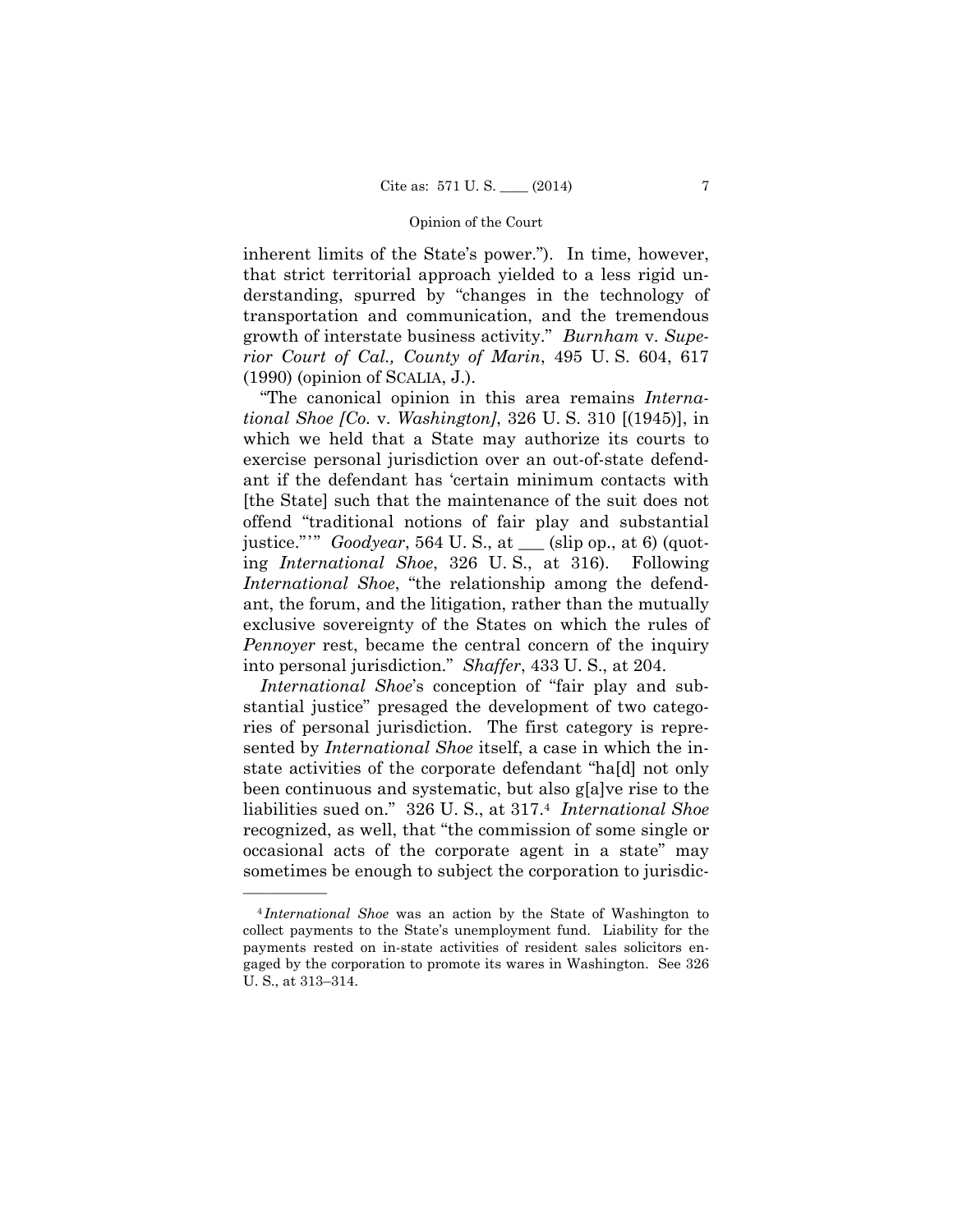inherent limits of the State's power."). In time, however, that strict territorial approach yielded to a less rigid understanding, spurred by "changes in the technology of transportation and communication, and the tremendous growth of interstate business activity." *Burnham* v. *Superior Court of Cal., County of Marin*, 495 U. S. 604, 617 (1990) (opinion of SCALIA, J.).

"The canonical opinion in this area remains *International Shoe [Co.* v. *Washington]*, 326 U. S. 310 [(1945)], in which we held that a State may authorize its courts to exercise personal jurisdiction over an out-of-state defendant if the defendant has 'certain minimum contacts with [the State] such that the maintenance of the suit does not offend "traditional notions of fair play and substantial justice."'" *Goodyear*, 564 U. S., at \_\_\_ (slip op., at 6) (quoting *International Shoe*, 326 U. S., at 316). Following *International Shoe*, "the relationship among the defendant, the forum, and the litigation, rather than the mutually exclusive sovereignty of the States on which the rules of *Pennoyer* rest, became the central concern of the inquiry into personal jurisdiction." *Shaffer*, 433 U. S., at 204.

*International Shoe*'s conception of "fair play and substantial justice" presaged the development of two categories of personal jurisdiction. The first category is represented by *International Shoe* itself, a case in which the in-state activities of the corporate defendant "ha[d] not only been continuous and systematic, but also g[a]ve rise to the liabilities sued on." 326 U. S., at 317.[4] *International Shoe* recognized, as well, that "the commission of some single or occasional acts of the corporate agent in a state" may sometimes be enough to subject the corporation to jurisdic-

---

[4] *International Shoe* was an action by the State of Washington to collect payments to the State's unemployment fund. Liability for the payments rested on in-state activities of resident sales solicitors engaged by the corporation to promote its wares in Washington. See 326 U. S., at 313–314.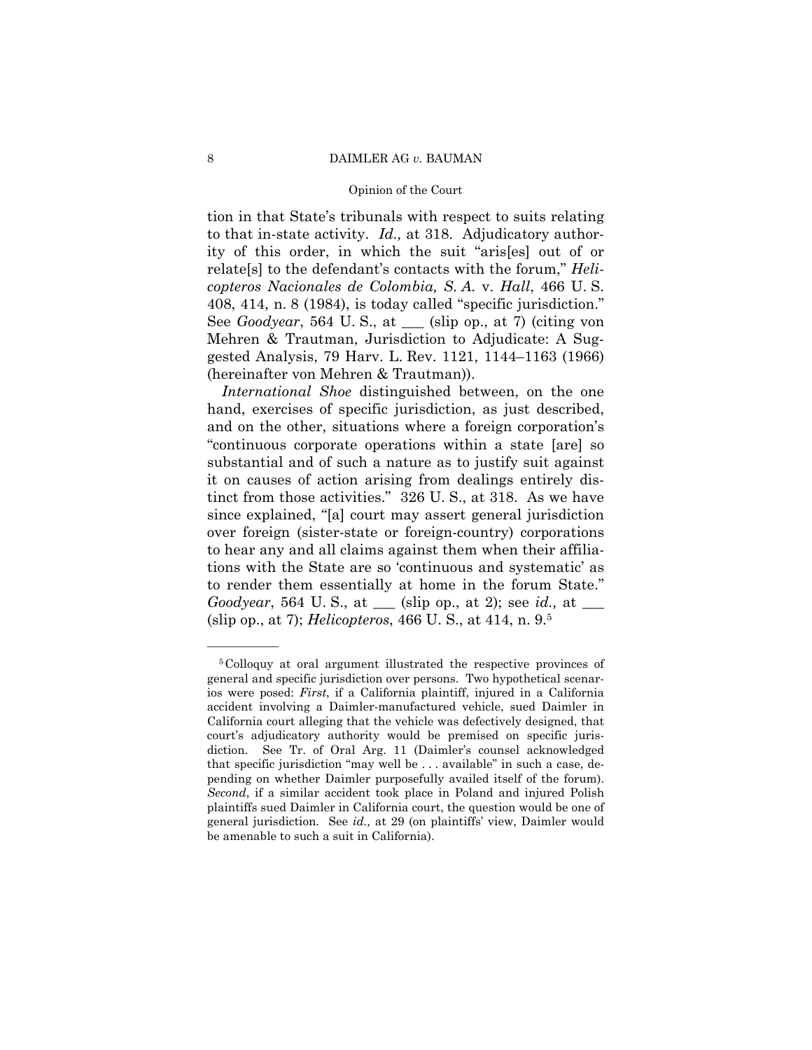tion in that State's tribunals with respect to suits relating to that in-state activity. *Id.,* at 318. Adjudicatory authority of this order, in which the suit "aris[es] out of or relate[s] to the defendant's contacts with the forum," *Helicopteros Nacionales de Colombia, S. A.* v. *Hall*, 466 U. S. 408, 414, n. 8 (1984), is today called "specific jurisdiction." See *Goodyear*, 564 U. S., at ___ (slip op., at 7) (citing von Mehren & Trautman, Jurisdiction to Adjudicate: A Suggested Analysis, 79 Harv. L. Rev. 1121, 1144–1163 (1966) (hereinafter von Mehren & Trautman)).

*International Shoe* distinguished between, on the one hand, exercises of specific jurisdiction, as just described, and on the other, situations where a foreign corporation's "continuous corporate operations within a state [are] so substantial and of such a nature as to justify suit against it on causes of action arising from dealings entirely distinct from those activities." 326 U. S., at 318. As we have since explained, "[a] court may assert general jurisdiction over foreign (sister-state or foreign-country) corporations to hear any and all claims against them when their affiliations with the State are so 'continuous and systematic' as to render them essentially at home in the forum State." *Goodyear*, 564 U. S., at ___ (slip op., at 2); see *id.,* at ___ (slip op., at 7); *Helicopteros*, 466 U. S., at 414, n. 9.[5]

---

[5] Colloquy at oral argument illustrated the respective provinces of general and specific jurisdiction over persons. Two hypothetical scenarios were posed: *First*, if a California plaintiff, injured in a California accident involving a Daimler-manufactured vehicle, sued Daimler in California court alleging that the vehicle was defectively designed, that court's adjudicatory authority would be premised on specific jurisdiction. See Tr. of Oral Arg. 11 (Daimler's counsel acknowledged that specific jurisdiction "may well be . . . available" in such a case, depending on whether Daimler purposefully availed itself of the forum). *Second*, if a similar accident took place in Poland and injured Polish plaintiffs sued Daimler in California court, the question would be one of general jurisdiction. See *id.,* at 29 (on plaintiffs' view, Daimler would be amenable to such a suit in California).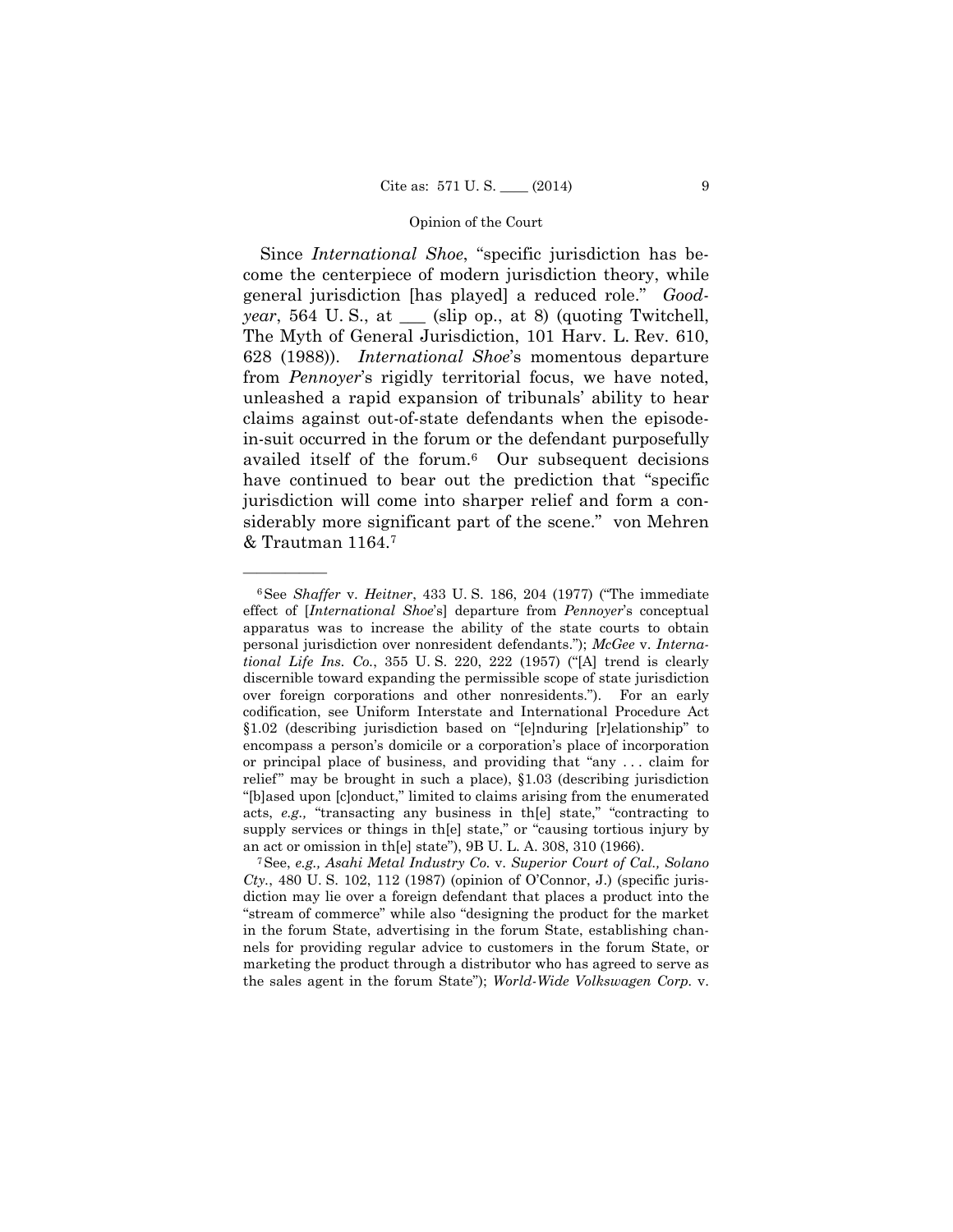Since *International Shoe*, "specific jurisdiction has become the centerpiece of modern jurisdiction theory, while general jurisdiction [has played] a reduced role." *Goodyear*, 564 U. S., at \_\_\_ (slip op., at 8) (quoting Twitchell, The Myth of General Jurisdiction, 101 Harv. L. Rev. 610, 628 (1988)). *International Shoe*'s momentous departure from *Pennoyer*'s rigidly territorial focus, we have noted, unleashed a rapid expansion of tribunals' ability to hear claims against out-of-state defendants when the episode-in-suit occurred in the forum or the defendant purposefully availed itself of the forum.[6] Our subsequent decisions have continued to bear out the prediction that "specific jurisdiction will come into sharper relief and form a considerably more significant part of the scene." von Mehren & Trautman 1164.[7]

---

[6] See *Shaffer* v. *Heitner*, 433 U. S. 186, 204 (1977) ("The immediate effect of [*International Shoe*'s] departure from *Pennoyer*'s conceptual apparatus was to increase the ability of the state courts to obtain personal jurisdiction over nonresident defendants."); *McGee* v. *International Life Ins. Co.*, 355 U. S. 220, 222 (1957) ("[A] trend is clearly discernible toward expanding the permissible scope of state jurisdiction over foreign corporations and other nonresidents."). For an early codification, see Uniform Interstate and International Procedure Act §1.02 (describing jurisdiction based on "[e]nduring [r]elationship" to encompass a person's domicile or a corporation's place of incorporation or principal place of business, and providing that "any . . . claim for relief" may be brought in such a place), §1.03 (describing jurisdiction "[b]ased upon [c]onduct," limited to claims arising from the enumerated acts, *e.g.,* "transacting any business in th[e] state," "contracting to supply services or things in th[e] state," or "causing tortious injury by an act or omission in th[e] state"), 9B U. L. A. 308, 310 (1966).

[7] See, *e.g., Asahi Metal Industry Co.* v. *Superior Court of Cal., Solano Cty.*, 480 U. S. 102, 112 (1987) (opinion of O'Connor, J.) (specific jurisdiction may lie over a foreign defendant that places a product into the "stream of commerce" while also "designing the product for the market in the forum State, advertising in the forum State, establishing channels for providing regular advice to customers in the forum State, or marketing the product through a distributor who has agreed to serve as the sales agent in the forum State"); *World-Wide Volkswagen Corp.* v.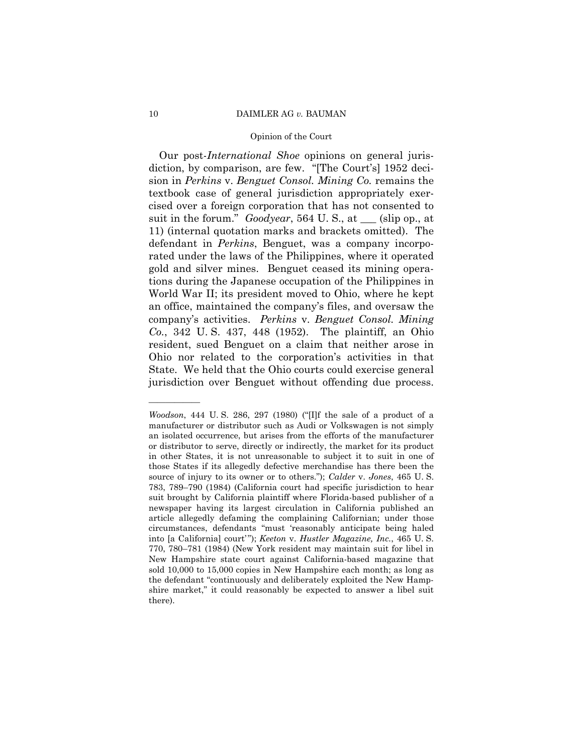Our post-*International Shoe* opinions on general jurisdiction, by comparison, are few. "[The Court's] 1952 decision in *Perkins* v. *Benguet Consol. Mining Co.* remains the textbook case of general jurisdiction appropriately exercised over a foreign corporation that has not consented to suit in the forum." *Goodyear*, 564 U. S., at ___ (slip op., at 11) (internal quotation marks and brackets omitted). The defendant in *Perkins*, Benguet, was a company incorporated under the laws of the Philippines, where it operated gold and silver mines. Benguet ceased its mining operations during the Japanese occupation of the Philippines in World War II; its president moved to Ohio, where he kept an office, maintained the company's files, and oversaw the company's activities. *Perkins* v. *Benguet Consol. Mining Co.*, 342 U. S. 437, 448 (1952). The plaintiff, an Ohio resident, sued Benguet on a claim that neither arose in Ohio nor related to the corporation's activities in that State. We held that the Ohio courts could exercise general jurisdiction over Benguet without offending due process.

---

*Woodson*, 444 U. S. 286, 297 (1980) ("[I]f the sale of a product of a manufacturer or distributor such as Audi or Volkswagen is not simply an isolated occurrence, but arises from the efforts of the manufacturer or distributor to serve, directly or indirectly, the market for its product in other States, it is not unreasonable to subject it to suit in one of those States if its allegedly defective merchandise has there been the source of injury to its owner or to others."); *Calder* v. *Jones*, 465 U. S. 783, 789–790 (1984) (California court had specific jurisdiction to hear suit brought by California plaintiff where Florida-based publisher of a newspaper having its largest circulation in California published an article allegedly defaming the complaining Californian; under those circumstances, defendants "must 'reasonably anticipate being haled into [a California] court'"); *Keeton* v. *Hustler Magazine, Inc.*, 465 U. S. 770, 780–781 (1984) (New York resident may maintain suit for libel in New Hampshire state court against California-based magazine that sold 10,000 to 15,000 copies in New Hampshire each month; as long as the defendant "continuously and deliberately exploited the New Hampshire market," it could reasonably be expected to answer a libel suit there).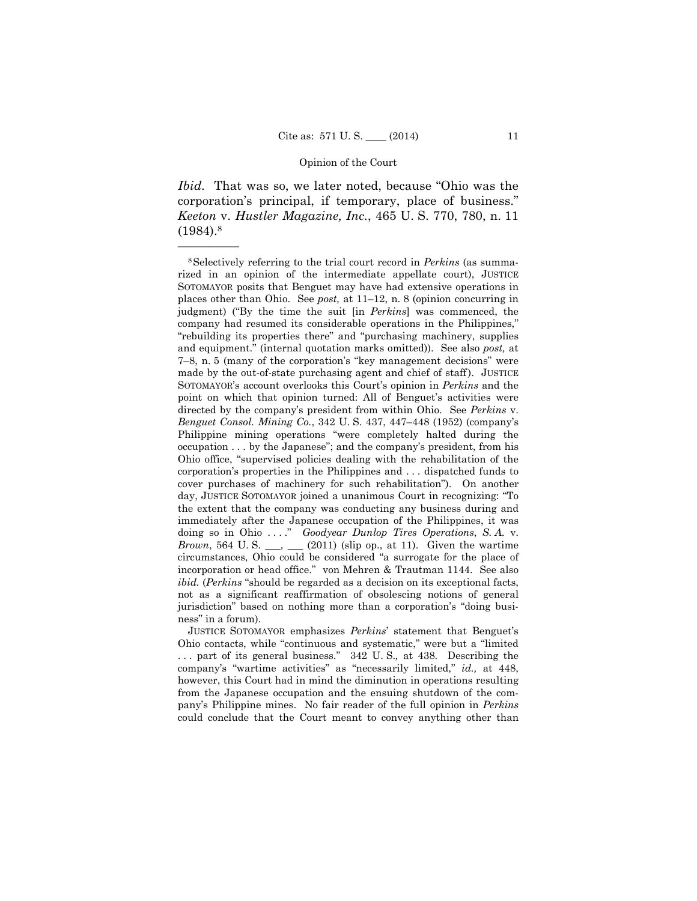*Ibid.* That was so, we later noted, because "Ohio was the corporation's principal, if temporary, place of business." *Keeton* v. *Hustler Magazine, Inc.*, 465 U. S. 770, 780, n. 11 (1984).[8]

---

[8] Selectively referring to the trial court record in *Perkins* (as summarized in an opinion of the intermediate appellate court), JUSTICE SOTOMAYOR posits that Benguet may have had extensive operations in places other than Ohio. See *post,* at 11–12, n. 8 (opinion concurring in judgment) ("By the time the suit [in *Perkins*] was commenced, the company had resumed its considerable operations in the Philippines," "rebuilding its properties there" and "purchasing machinery, supplies and equipment." (internal quotation marks omitted)). See also *post,* at 7–8, n. 5 (many of the corporation's "key management decisions" were made by the out-of-state purchasing agent and chief of staff). JUSTICE SOTOMAYOR's account overlooks this Court's opinion in *Perkins* and the point on which that opinion turned: All of Benguet's activities were directed by the company's president from within Ohio. See *Perkins* v. *Benguet Consol. Mining Co.*, 342 U. S. 437, 447–448 (1952) (company's Philippine mining operations "were completely halted during the occupation . . . by the Japanese"; and the company's president, from his Ohio office, "supervised policies dealing with the rehabilitation of the corporation's properties in the Philippines and . . . dispatched funds to cover purchases of machinery for such rehabilitation"). On another day, JUSTICE SOTOMAYOR joined a unanimous Court in recognizing: "To the extent that the company was conducting any business during and immediately after the Japanese occupation of the Philippines, it was doing so in Ohio . . . ." *Goodyear Dunlop Tires Operations*, *S. A.* v. *Brown*, 564 U. S. \_\_\_, \_\_\_ (2011) (slip op., at 11). Given the wartime circumstances, Ohio could be considered "a surrogate for the place of incorporation or head office." von Mehren & Trautman 1144. See also *ibid.* (*Perkins* "should be regarded as a decision on its exceptional facts, not as a significant reaffirmation of obsolescing notions of general jurisdiction" based on nothing more than a corporation's "doing business" in a forum).

JUSTICE SOTOMAYOR emphasizes *Perkins*' statement that Benguet's Ohio contacts, while "continuous and systematic," were but a "limited . . . part of its general business." 342 U. S.*,* at 438. Describing the company's "wartime activities" as "necessarily limited," *id.,* at 448, however, this Court had in mind the diminution in operations resulting from the Japanese occupation and the ensuing shutdown of the company's Philippine mines. No fair reader of the full opinion in *Perkins* could conclude that the Court meant to convey anything other than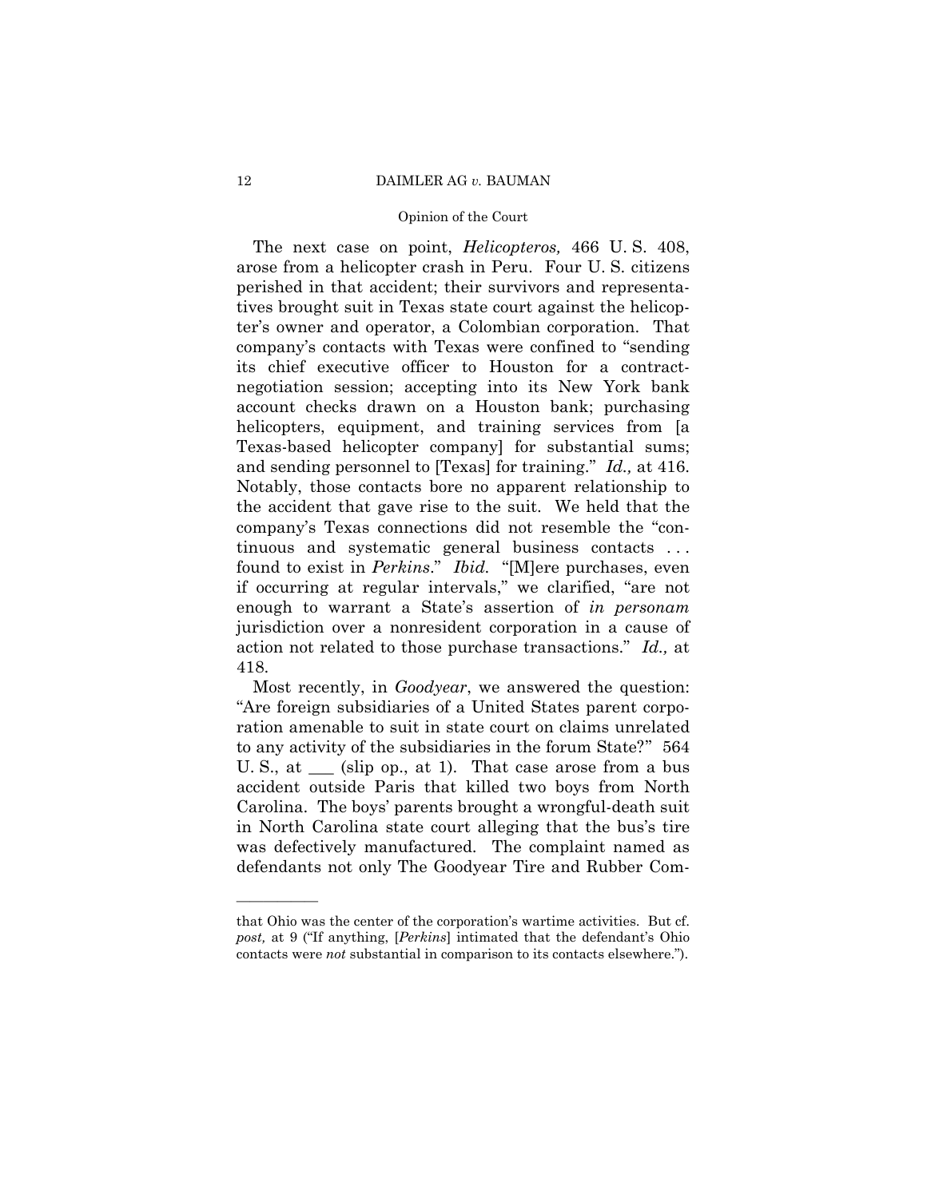The next case on point, *Helicopteros,* 466 U. S. 408, arose from a helicopter crash in Peru. Four U. S. citizens perished in that accident; their survivors and representatives brought suit in Texas state court against the helicopter's owner and operator, a Colombian corporation. That company's contacts with Texas were confined to "sending its chief executive officer to Houston for a contract-negotiation session; accepting into its New York bank account checks drawn on a Houston bank; purchasing helicopters, equipment, and training services from [a Texas-based helicopter company] for substantial sums; and sending personnel to [Texas] for training." *Id.,* at 416. Notably, those contacts bore no apparent relationship to the accident that gave rise to the suit. We held that the company's Texas connections did not resemble the "continuous and systematic general business contacts . . . found to exist in *Perkins*." *Ibid.* "[M]ere purchases, even if occurring at regular intervals," we clarified, "are not enough to warrant a State's assertion of *in personam* jurisdiction over a nonresident corporation in a cause of action not related to those purchase transactions." *Id.,* at 418.

Most recently, in *Goodyear*, we answered the question: "Are foreign subsidiaries of a United States parent corporation amenable to suit in state court on claims unrelated to any activity of the subsidiaries in the forum State?" 564 U. S., at ___ (slip op., at 1). That case arose from a bus accident outside Paris that killed two boys from North Carolina. The boys' parents brought a wrongful-death suit in North Carolina state court alleging that the bus's tire was defectively manufactured. The complaint named as defendants not only The Goodyear Tire and Rubber Com-

---

that Ohio was the center of the corporation's wartime activities. But cf. *post,* at 9 ("If anything, [*Perkins*] intimated that the defendant's Ohio contacts were *not* substantial in comparison to its contacts elsewhere.").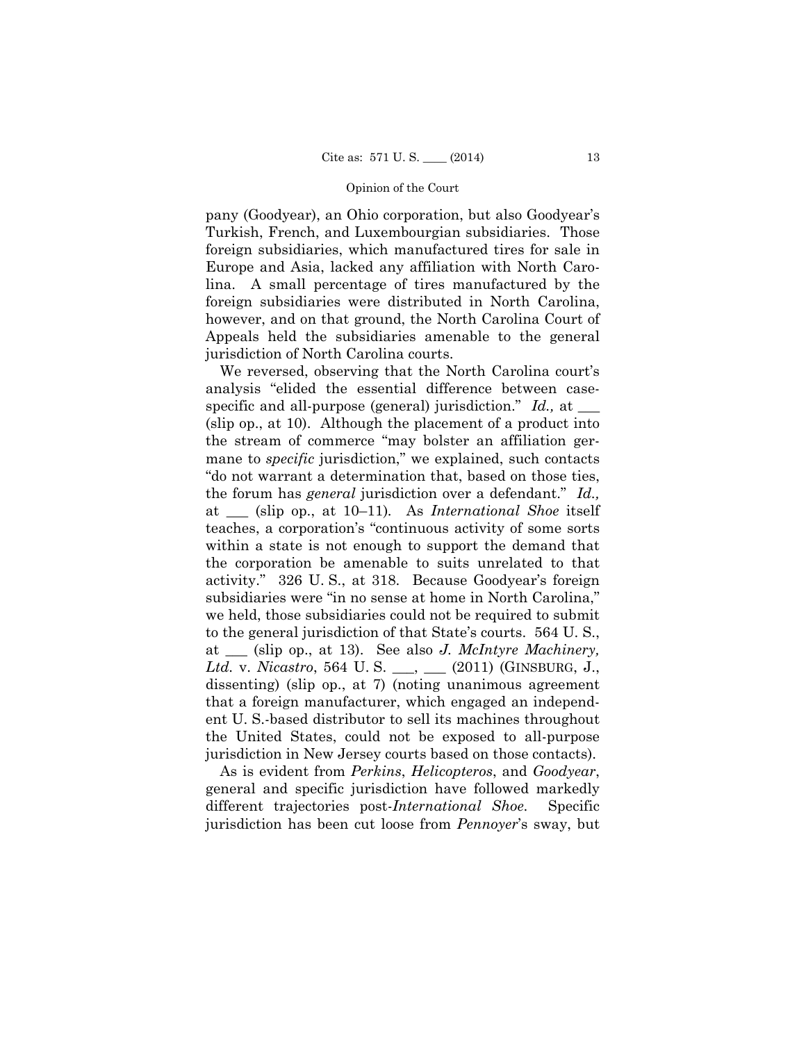pany (Goodyear), an Ohio corporation, but also Goodyear's Turkish, French, and Luxembourgian subsidiaries. Those foreign subsidiaries, which manufactured tires for sale in Europe and Asia, lacked any affiliation with North Carolina. A small percentage of tires manufactured by the foreign subsidiaries were distributed in North Carolina, however, and on that ground, the North Carolina Court of Appeals held the subsidiaries amenable to the general jurisdiction of North Carolina courts.

We reversed, observing that the North Carolina court's analysis "elided the essential difference between case-specific and all-purpose (general) jurisdiction." *Id.,* at ___ (slip op., at 10). Although the placement of a product into the stream of commerce "may bolster an affiliation germane to *specific* jurisdiction," we explained, such contacts "do not warrant a determination that, based on those ties, the forum has *general* jurisdiction over a defendant." *Id.,* at ___ (slip op., at 10–11). As *International Shoe* itself teaches, a corporation's "continuous activity of some sorts within a state is not enough to support the demand that the corporation be amenable to suits unrelated to that activity." 326 U. S., at 318. Because Goodyear's foreign subsidiaries were "in no sense at home in North Carolina," we held, those subsidiaries could not be required to submit to the general jurisdiction of that State's courts. 564 U. S., at ___ (slip op., at 13). See also *J. McIntyre Machinery, Ltd.* v. *Nicastro*, 564 U. S. ___, ___ (2011) (GINSBURG, J., dissenting) (slip op., at 7) (noting unanimous agreement that a foreign manufacturer, which engaged an independent U. S.-based distributor to sell its machines throughout the United States, could not be exposed to all-purpose jurisdiction in New Jersey courts based on those contacts).

As is evident from *Perkins*, *Helicopteros*, and *Goodyear*, general and specific jurisdiction have followed markedly different trajectories post-*International Shoe*. Specific jurisdiction has been cut loose from *Pennoyer*'s sway, but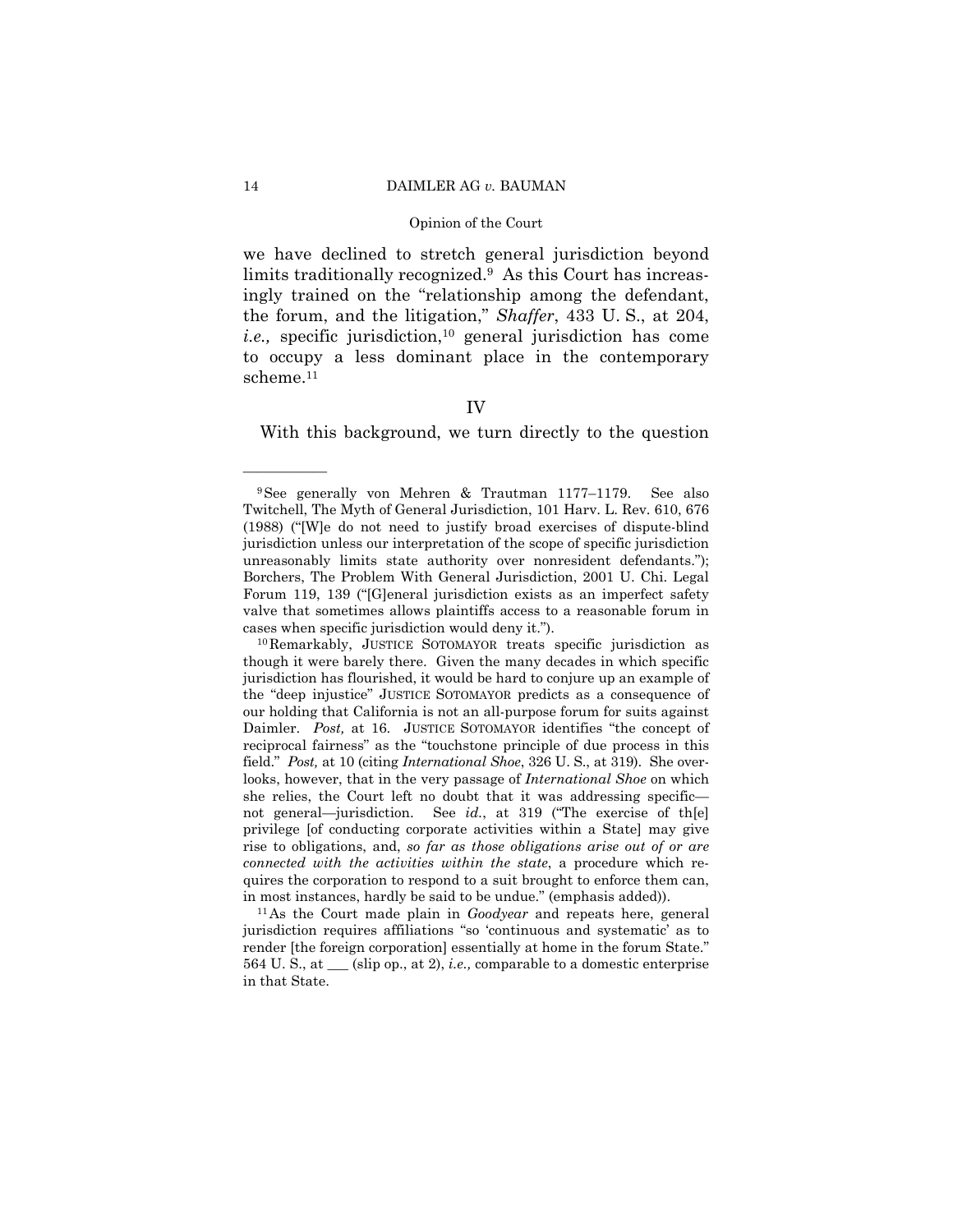we have declined to stretch general jurisdiction beyond limits traditionally recognized.[9] As this Court has increasingly trained on the "relationship among the defendant, the forum, and the litigation," *Shaffer*, 433 U. S., at 204, *i.e.,* specific jurisdiction,[10] general jurisdiction has come to occupy a less dominant place in the contemporary scheme.[11]

## IV

With this background, we turn directly to the question

---

[9] See generally von Mehren & Trautman 1177–1179. See also Twitchell, The Myth of General Jurisdiction, 101 Harv. L. Rev. 610, 676 (1988) ("[W]e do not need to justify broad exercises of dispute-blind jurisdiction unless our interpretation of the scope of specific jurisdiction unreasonably limits state authority over nonresident defendants."); Borchers, The Problem With General Jurisdiction, 2001 U. Chi. Legal Forum 119, 139 ("[G]eneral jurisdiction exists as an imperfect safety valve that sometimes allows plaintiffs access to a reasonable forum in cases when specific jurisdiction would deny it.").

[10] Remarkably, JUSTICE SOTOMAYOR treats specific jurisdiction as though it were barely there. Given the many decades in which specific jurisdiction has flourished, it would be hard to conjure up an example of the "deep injustice" JUSTICE SOTOMAYOR predicts as a consequence of our holding that California is not an all-purpose forum for suits against Daimler. *Post,* at 16. JUSTICE SOTOMAYOR identifies "the concept of reciprocal fairness" as the "touchstone principle of due process in this field." *Post,* at 10 (citing *International Shoe*, 326 U. S., at 319). She overlooks, however, that in the very passage of *International Shoe* on which she relies, the Court left no doubt that it was addressing specific—not general—jurisdiction. See *id.*, at 319 ("The exercise of th[e] privilege [of conducting corporate activities within a State] may give rise to obligations, and, *so far as those obligations arise out of or are connected with the activities within the state*, a procedure which requires the corporation to respond to a suit brought to enforce them can, in most instances, hardly be said to be undue." (emphasis added)).

[11] As the Court made plain in *Goodyear* and repeats here, general jurisdiction requires affiliations "so 'continuous and systematic' as to render [the foreign corporation] essentially at home in the forum State." 564 U. S., at ___ (slip op., at 2), *i.e.,* comparable to a domestic enterprise in that State.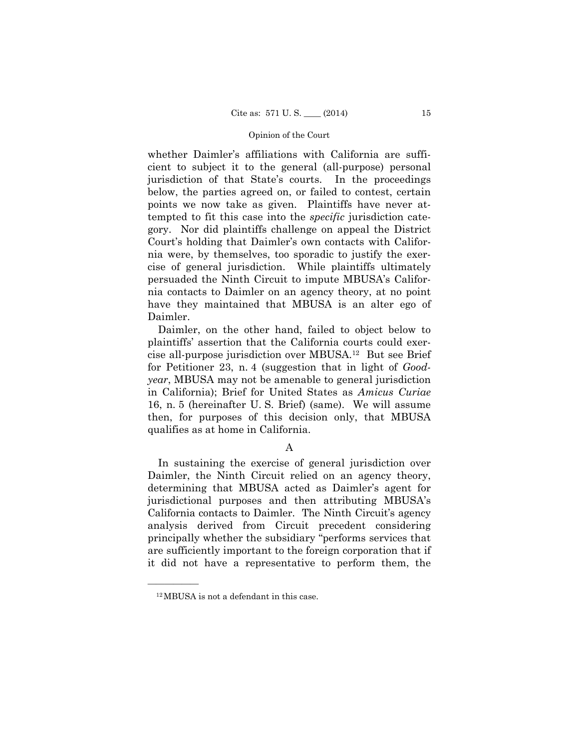whether Daimler's affiliations with California are sufficient to subject it to the general (all-purpose) personal jurisdiction of that State's courts. In the proceedings below, the parties agreed on, or failed to contest, certain points we now take as given. Plaintiffs have never attempted to fit this case into the *specific* jurisdiction category. Nor did plaintiffs challenge on appeal the District Court's holding that Daimler's own contacts with California were, by themselves, too sporadic to justify the exercise of general jurisdiction. While plaintiffs ultimately persuaded the Ninth Circuit to impute MBUSA's California contacts to Daimler on an agency theory, at no point have they maintained that MBUSA is an alter ego of Daimler.

Daimler, on the other hand, failed to object below to plaintiffs' assertion that the California courts could exercise all-purpose jurisdiction over MBUSA.[12] But see Brief for Petitioner 23, n. 4 (suggestion that in light of *Goodyear*, MBUSA may not be amenable to general jurisdiction in California); Brief for United States as *Amicus Curiae* 16, n. 5 (hereinafter U. S. Brief) (same). We will assume then, for purposes of this decision only, that MBUSA qualifies as at home in California.

### A

In sustaining the exercise of general jurisdiction over Daimler, the Ninth Circuit relied on an agency theory, determining that MBUSA acted as Daimler's agent for jurisdictional purposes and then attributing MBUSA's California contacts to Daimler. The Ninth Circuit's agency analysis derived from Circuit precedent considering principally whether the subsidiary "performs services that are sufficiently important to the foreign corporation that if it did not have a representative to perform them, the

---

[12] MBUSA is not a defendant in this case.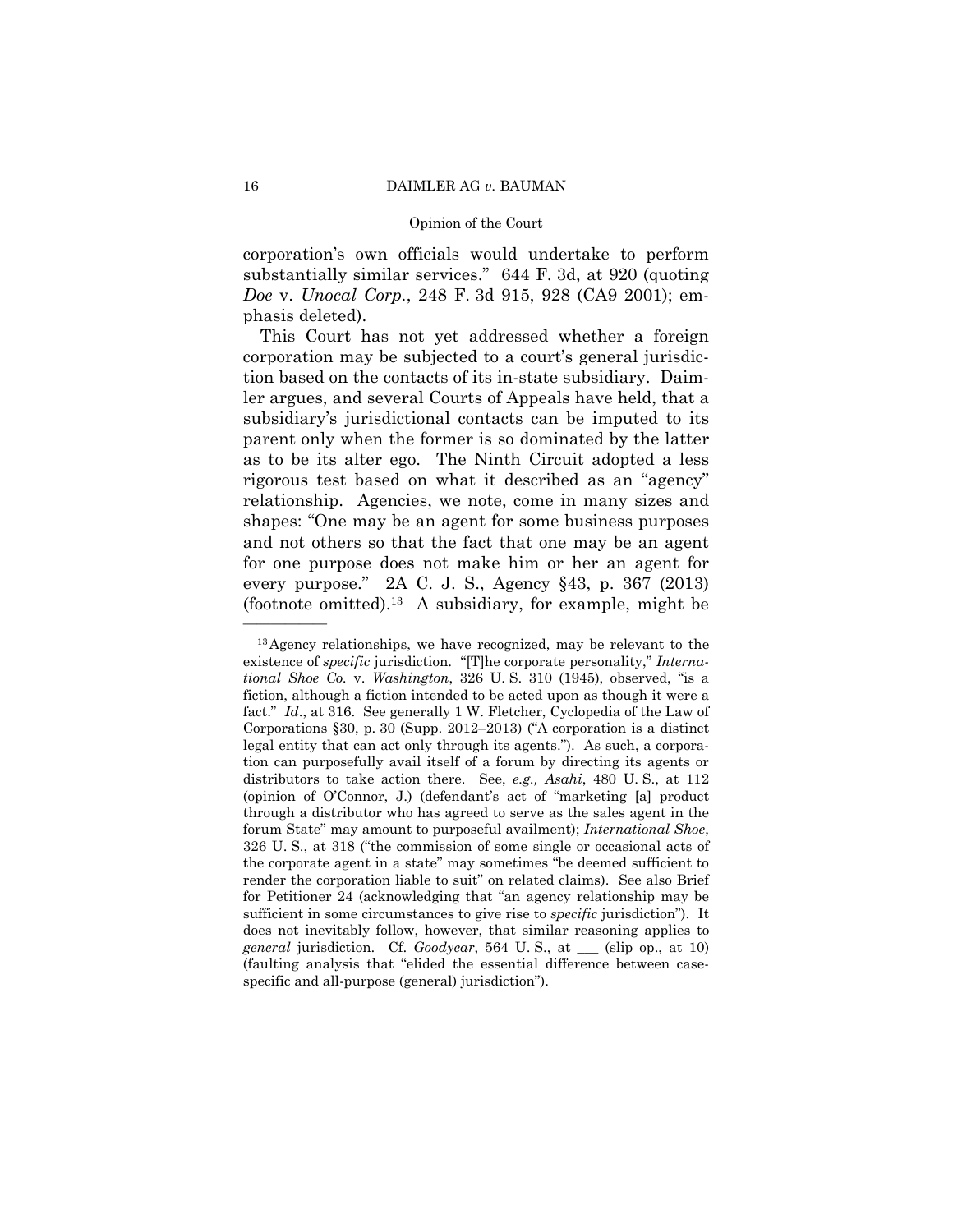corporation's own officials would undertake to perform substantially similar services." 644 F. 3d, at 920 (quoting *Doe* v. *Unocal Corp.*, 248 F. 3d 915, 928 (CA9 2001); emphasis deleted).

This Court has not yet addressed whether a foreign corporation may be subjected to a court's general jurisdiction based on the contacts of its in-state subsidiary. Daimler argues, and several Courts of Appeals have held, that a subsidiary's jurisdictional contacts can be imputed to its parent only when the former is so dominated by the latter as to be its alter ego. The Ninth Circuit adopted a less rigorous test based on what it described as an "agency" relationship. Agencies, we note, come in many sizes and shapes: "One may be an agent for some business purposes and not others so that the fact that one may be an agent for one purpose does not make him or her an agent for every purpose." 2A C. J. S., Agency §43, p. 367 (2013) (footnote omitted).[13] A subsidiary, for example, might be

---

[13] Agency relationships, we have recognized, may be relevant to the existence of *specific* jurisdiction. "[T]he corporate personality," *International Shoe Co.* v. *Washington*, 326 U. S. 310 (1945), observed, "is a fiction, although a fiction intended to be acted upon as though it were a fact." *Id*., at 316. See generally 1 W. Fletcher, Cyclopedia of the Law of Corporations §30, p. 30 (Supp. 2012–2013) ("A corporation is a distinct legal entity that can act only through its agents."). As such, a corporation can purposefully avail itself of a forum by directing its agents or distributors to take action there. See, *e.g., Asahi*, 480 U. S., at 112 (opinion of O'Connor, J.) (defendant's act of "marketing [a] product through a distributor who has agreed to serve as the sales agent in the forum State" may amount to purposeful availment); *International Shoe*, 326 U. S., at 318 ("the commission of some single or occasional acts of the corporate agent in a state" may sometimes "be deemed sufficient to render the corporation liable to suit" on related claims). See also Brief for Petitioner 24 (acknowledging that "an agency relationship may be sufficient in some circumstances to give rise to *specific* jurisdiction"). It does not inevitably follow, however, that similar reasoning applies to *general* jurisdiction. Cf. *Goodyear*, 564 U. S., at ___ (slip op., at 10) (faulting analysis that "elided the essential difference between case-specific and all-purpose (general) jurisdiction").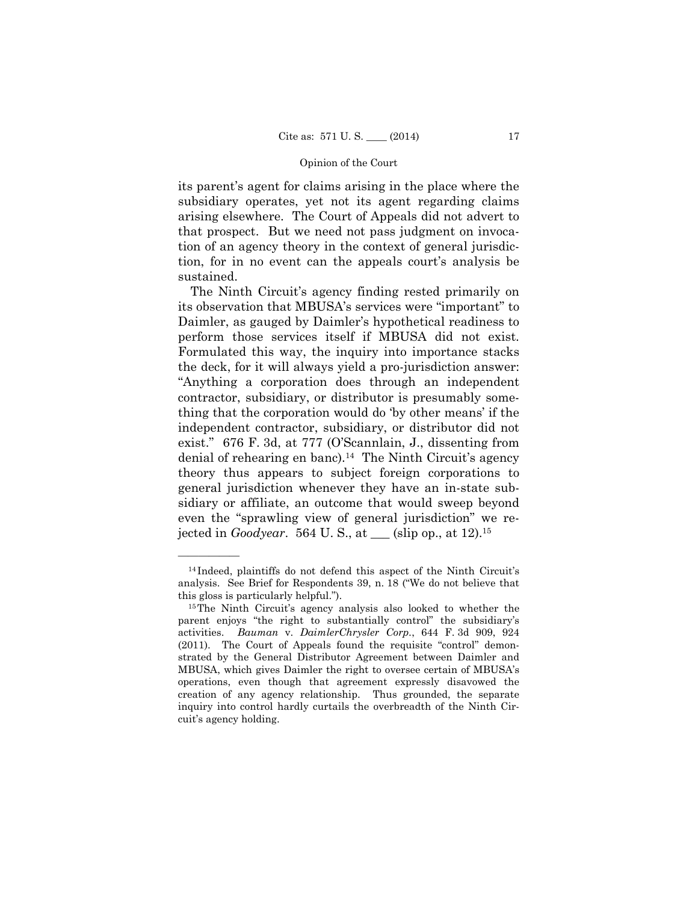its parent's agent for claims arising in the place where the subsidiary operates, yet not its agent regarding claims arising elsewhere. The Court of Appeals did not advert to that prospect. But we need not pass judgment on invocation of an agency theory in the context of general jurisdiction, for in no event can the appeals court's analysis be sustained.

The Ninth Circuit's agency finding rested primarily on its observation that MBUSA's services were "important" to Daimler, as gauged by Daimler's hypothetical readiness to perform those services itself if MBUSA did not exist. Formulated this way, the inquiry into importance stacks the deck, for it will always yield a pro-jurisdiction answer: "Anything a corporation does through an independent contractor, subsidiary, or distributor is presumably something that the corporation would do 'by other means' if the independent contractor, subsidiary, or distributor did not exist." 676 F. 3d, at 777 (O'Scannlain, J., dissenting from denial of rehearing en banc).[14] The Ninth Circuit's agency theory thus appears to subject foreign corporations to general jurisdiction whenever they have an in-state subsidiary or affiliate, an outcome that would sweep beyond even the "sprawling view of general jurisdiction" we rejected in *Goodyear*. 564 U. S., at ___ (slip op., at 12).[15]

---

[14] Indeed, plaintiffs do not defend this aspect of the Ninth Circuit's analysis. See Brief for Respondents 39, n. 18 ("We do not believe that this gloss is particularly helpful.").

[15] The Ninth Circuit's agency analysis also looked to whether the parent enjoys "the right to substantially control" the subsidiary's activities. *Bauman* v. *DaimlerChrysler Corp.*, 644 F. 3d 909, 924 (2011). The Court of Appeals found the requisite "control" demonstrated by the General Distributor Agreement between Daimler and MBUSA, which gives Daimler the right to oversee certain of MBUSA's operations, even though that agreement expressly disavowed the creation of any agency relationship. Thus grounded, the separate inquiry into control hardly curtails the overbreadth of the Ninth Circuit's agency holding.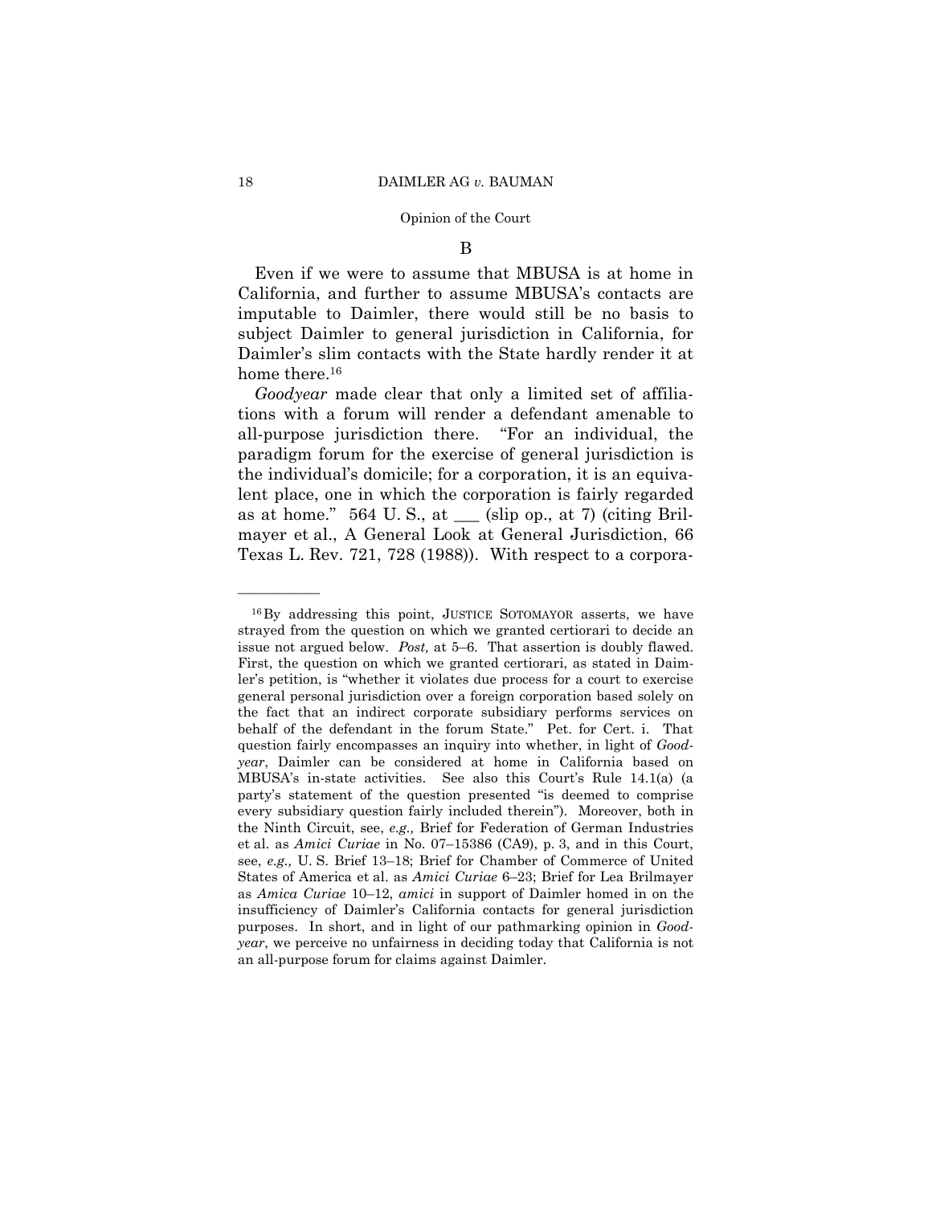### B

Even if we were to assume that MBUSA is at home in California, and further to assume MBUSA's contacts are imputable to Daimler, there would still be no basis to subject Daimler to general jurisdiction in California, for Daimler's slim contacts with the State hardly render it at home there.[16]

*Goodyear* made clear that only a limited set of affiliations with a forum will render a defendant amenable to all-purpose jurisdiction there. "For an individual, the paradigm forum for the exercise of general jurisdiction is the individual's domicile; for a corporation, it is an equivalent place, one in which the corporation is fairly regarded as at home." 564 U. S., at ___ (slip op., at 7) (citing Brilmayer et al., A General Look at General Jurisdiction, 66 Texas L. Rev. 721, 728 (1988)). With respect to a corpora-

---

[16] By addressing this point, JUSTICE SOTOMAYOR asserts, we have strayed from the question on which we granted certiorari to decide an issue not argued below. *Post,* at 5–6. That assertion is doubly flawed. First, the question on which we granted certiorari, as stated in Daimler's petition, is "whether it violates due process for a court to exercise general personal jurisdiction over a foreign corporation based solely on the fact that an indirect corporate subsidiary performs services on behalf of the defendant in the forum State." Pet. for Cert. i. That question fairly encompasses an inquiry into whether, in light of *Goodyear*, Daimler can be considered at home in California based on MBUSA's in-state activities. See also this Court's Rule 14.1(a) (a party's statement of the question presented "is deemed to comprise every subsidiary question fairly included therein"). Moreover, both in the Ninth Circuit, see, *e.g.,* Brief for Federation of German Industries et al. as *Amici Curiae* in No. 07–15386 (CA9), p. 3, and in this Court, see, *e.g.,* U. S. Brief 13–18; Brief for Chamber of Commerce of United States of America et al. as *Amici Curiae* 6–23; Brief for Lea Brilmayer as *Amica Curiae* 10–12, *amici* in support of Daimler homed in on the insufficiency of Daimler's California contacts for general jurisdiction purposes. In short, and in light of our pathmarking opinion in *Goodyear*, we perceive no unfairness in deciding today that California is not an all-purpose forum for claims against Daimler.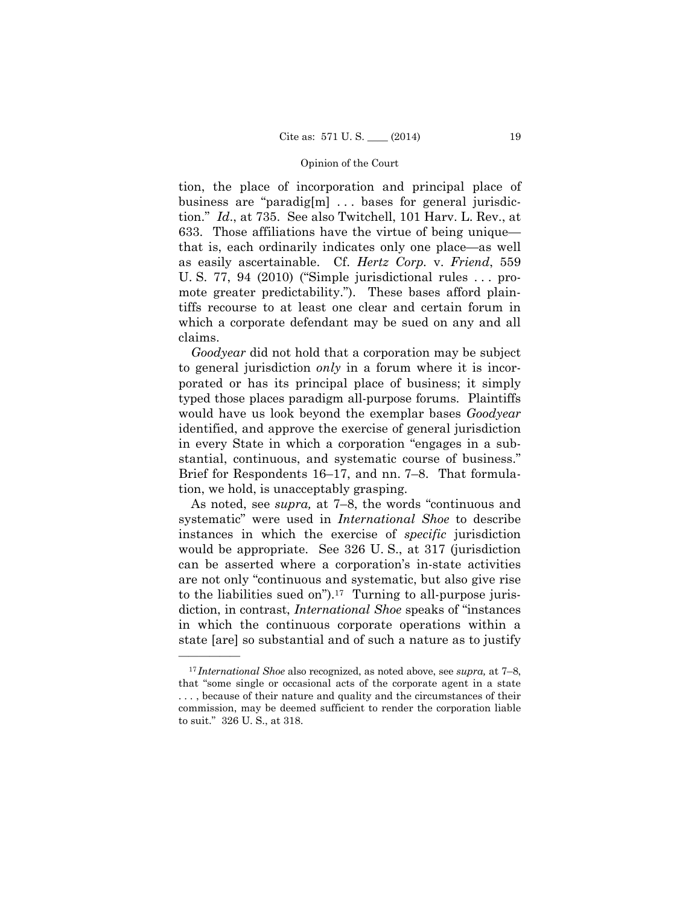tion, the place of incorporation and principal place of business are "paradig[m] . . . bases for general jurisdiction." *Id*., at 735. See also Twitchell, 101 Harv. L. Rev., at 633. Those affiliations have the virtue of being unique—that is, each ordinarily indicates only one place—as well as easily ascertainable. Cf. *Hertz Corp.* v. *Friend*, 559 U. S. 77, 94 (2010) ("Simple jurisdictional rules . . . promote greater predictability."). These bases afford plaintiffs recourse to at least one clear and certain forum in which a corporate defendant may be sued on any and all claims.

*Goodyear* did not hold that a corporation may be subject to general jurisdiction *only* in a forum where it is incorporated or has its principal place of business; it simply typed those places paradigm all-purpose forums. Plaintiffs would have us look beyond the exemplar bases *Goodyear* identified, and approve the exercise of general jurisdiction in every State in which a corporation "engages in a substantial, continuous, and systematic course of business." Brief for Respondents 16–17, and nn. 7–8. That formulation, we hold, is unacceptably grasping.

As noted, see *supra,* at 7–8, the words "continuous and systematic" were used in *International Shoe* to describe instances in which the exercise of *specific* jurisdiction would be appropriate. See 326 U. S., at 317 (jurisdiction can be asserted where a corporation's in-state activities are not only "continuous and systematic, but also give rise to the liabilities sued on").[17] Turning to all-purpose jurisdiction, in contrast, *International Shoe* speaks of "instances in which the continuous corporate operations within a state [are] so substantial and of such a nature as to justify

---

[17] *International Shoe* also recognized, as noted above, see *supra,* at 7–8, that "some single or occasional acts of the corporate agent in a state . . . , because of their nature and quality and the circumstances of their commission, may be deemed sufficient to render the corporation liable to suit." 326 U. S., at 318.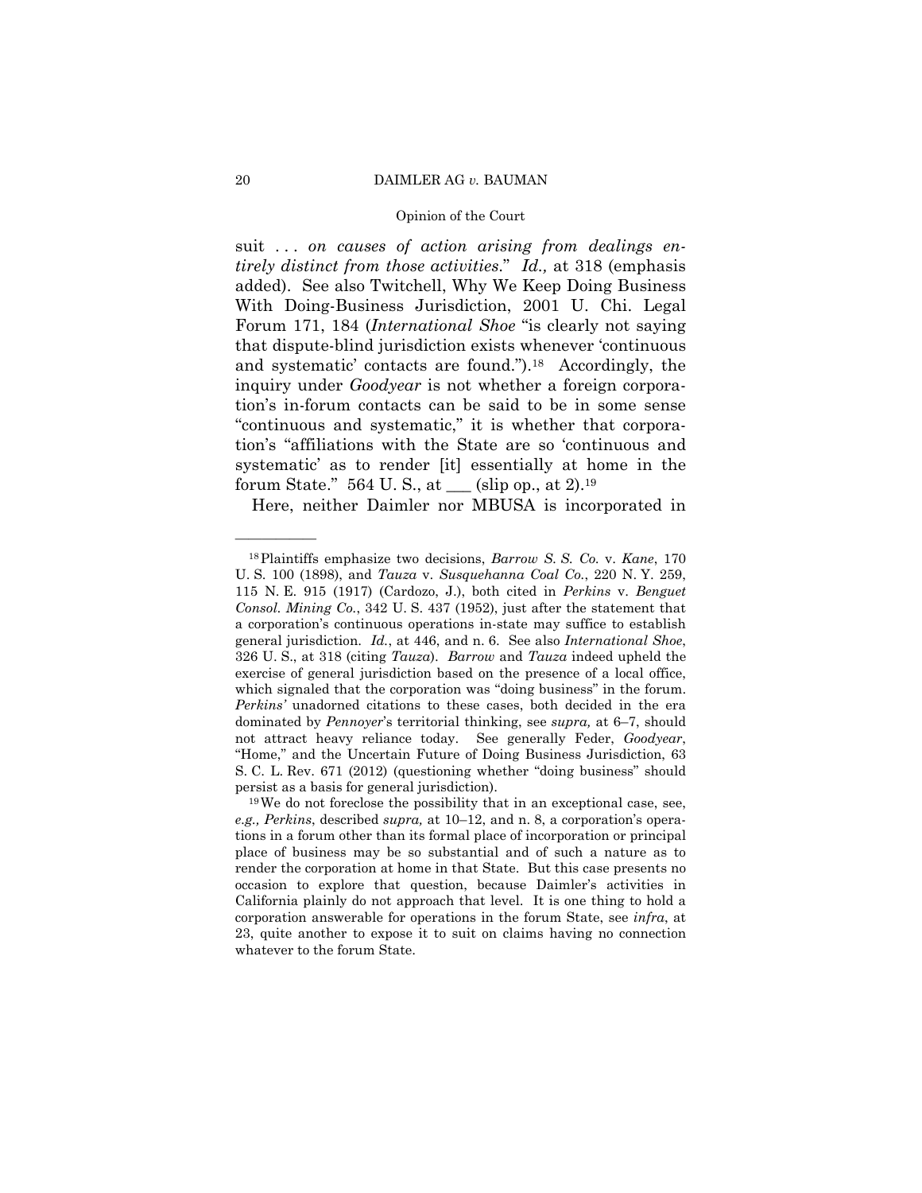suit . . . *on causes of action arising from dealings entirely distinct from those activities*." *Id.,* at 318 (emphasis added). See also Twitchell, Why We Keep Doing Business With Doing-Business Jurisdiction, 2001 U. Chi. Legal Forum 171, 184 (*International Shoe* "is clearly not saying that dispute-blind jurisdiction exists whenever 'continuous and systematic' contacts are found.").[18] Accordingly, the inquiry under *Goodyear* is not whether a foreign corporation's in-forum contacts can be said to be in some sense "continuous and systematic," it is whether that corporation's "affiliations with the State are so 'continuous and systematic' as to render [it] essentially at home in the forum State." 564 U. S., at ___ (slip op., at 2).[19]

Here, neither Daimler nor MBUSA is incorporated in

---

[18] Plaintiffs emphasize two decisions, *Barrow S. S. Co.* v. *Kane*, 170 U. S. 100 (1898), and *Tauza* v. *Susquehanna Coal Co.*, 220 N. Y. 259, 115 N. E. 915 (1917) (Cardozo, J.), both cited in *Perkins* v. *Benguet Consol. Mining Co.*, 342 U. S. 437 (1952), just after the statement that a corporation's continuous operations in-state may suffice to establish general jurisdiction. *Id.*, at 446, and n. 6. See also *International Shoe*, 326 U. S., at 318 (citing *Tauza*). *Barrow* and *Tauza* indeed upheld the exercise of general jurisdiction based on the presence of a local office, which signaled that the corporation was "doing business" in the forum. *Perkins'* unadorned citations to these cases, both decided in the era dominated by *Pennoyer*'s territorial thinking, see *supra,* at 6–7, should not attract heavy reliance today. See generally Feder, *Goodyear*, "Home," and the Uncertain Future of Doing Business Jurisdiction, 63 S. C. L. Rev. 671 (2012) (questioning whether "doing business" should persist as a basis for general jurisdiction).

[19] We do not foreclose the possibility that in an exceptional case, see, *e.g., Perkins*, described *supra,* at 10–12, and n. 8, a corporation's operations in a forum other than its formal place of incorporation or principal place of business may be so substantial and of such a nature as to render the corporation at home in that State. But this case presents no occasion to explore that question, because Daimler's activities in California plainly do not approach that level. It is one thing to hold a corporation answerable for operations in the forum State, see *infra*, at 23, quite another to expose it to suit on claims having no connection whatever to the forum State.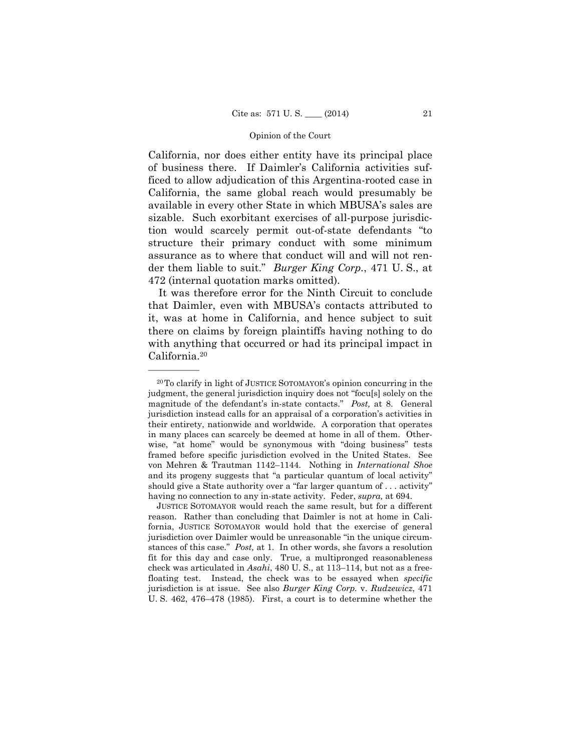California, nor does either entity have its principal place of business there. If Daimler's California activities sufficed to allow adjudication of this Argentina-rooted case in California, the same global reach would presumably be available in every other State in which MBUSA's sales are sizable. Such exorbitant exercises of all-purpose jurisdiction would scarcely permit out-of-state defendants "to structure their primary conduct with some minimum assurance as to where that conduct will and will not render them liable to suit." *Burger King Corp.*, 471 U. S., at 472 (internal quotation marks omitted).

It was therefore error for the Ninth Circuit to conclude that Daimler, even with MBUSA's contacts attributed to it, was at home in California, and hence subject to suit there on claims by foreign plaintiffs having nothing to do with anything that occurred or had its principal impact in California.[20]

---

[20] To clarify in light of JUSTICE SOTOMAYOR's opinion concurring in the judgment, the general jurisdiction inquiry does not "focu[s] solely on the magnitude of the defendant's in-state contacts." *Post,* at 8. General jurisdiction instead calls for an appraisal of a corporation's activities in their entirety, nationwide and worldwide. A corporation that operates in many places can scarcely be deemed at home in all of them. Otherwise, "at home" would be synonymous with "doing business" tests framed before specific jurisdiction evolved in the United States. See von Mehren & Trautman 1142–1144. Nothing in *International Shoe* and its progeny suggests that "a particular quantum of local activity" should give a State authority over a "far larger quantum of . . . activity" having no connection to any in-state activity. Feder, *supra,* at 694.

JUSTICE SOTOMAYOR would reach the same result, but for a different reason. Rather than concluding that Daimler is not at home in California, JUSTICE SOTOMAYOR would hold that the exercise of general jurisdiction over Daimler would be unreasonable "in the unique circumstances of this case." *Post,* at 1. In other words, she favors a resolution fit for this day and case only. True, a multipronged reasonableness check was articulated in *Asahi*, 480 U. S., at 113–114, but not as a free-floating test. Instead, the check was to be essayed when *specific* jurisdiction is at issue. See also *Burger King Corp.* v. *Rudzewicz*, 471 U. S. 462, 476–478 (1985). First, a court is to determine whether the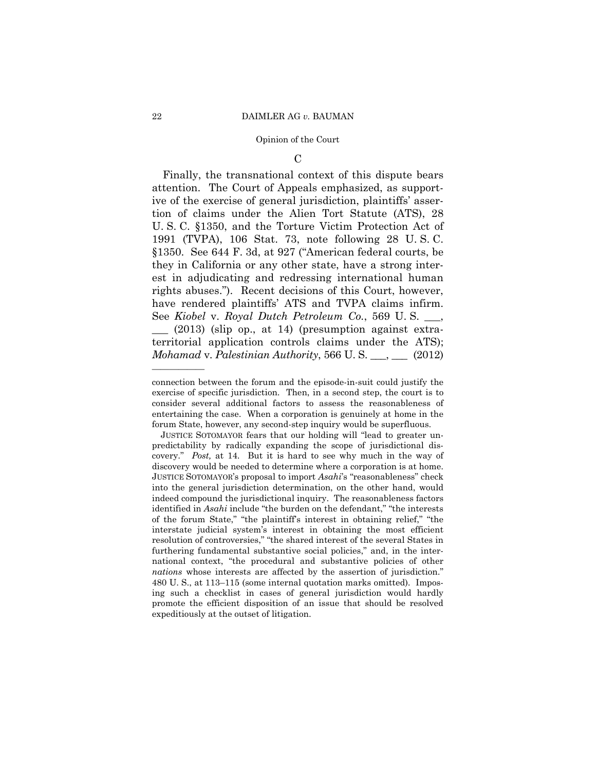C

Finally, the transnational context of this dispute bears attention. The Court of Appeals emphasized, as supportive of the exercise of general jurisdiction, plaintiffs' assertion of claims under the Alien Tort Statute (ATS), 28 U. S. C. §1350, and the Torture Victim Protection Act of 1991 (TVPA), 106 Stat. 73, note following 28 U. S. C. §1350. See 644 F. 3d, at 927 ("American federal courts, be they in California or any other state, have a strong interest in adjudicating and redressing international human rights abuses."). Recent decisions of this Court, however, have rendered plaintiffs' ATS and TVPA claims infirm. See *Kiobel* v. *Royal Dutch Petroleum Co.*, 569 U. S. ___, ___ (2013) (slip op., at 14) (presumption against extraterritorial application controls claims under the ATS); *Mohamad* v. *Palestinian Authority*, 566 U. S. ___, ___ (2012)

---

connection between the forum and the episode-in-suit could justify the exercise of specific jurisdiction. Then, in a second step, the court is to consider several additional factors to assess the reasonableness of entertaining the case. When a corporation is genuinely at home in the forum State, however, any second-step inquiry would be superfluous.

JUSTICE SOTOMAYOR fears that our holding will "lead to greater unpredictability by radically expanding the scope of jurisdictional discovery." *Post,* at 14. But it is hard to see why much in the way of discovery would be needed to determine where a corporation is at home. JUSTICE SOTOMAYOR's proposal to import *Asahi*'s "reasonableness" check into the general jurisdiction determination, on the other hand, would indeed compound the jurisdictional inquiry. The reasonableness factors identified in *Asahi* include "the burden on the defendant," "the interests of the forum State," "the plaintiff's interest in obtaining relief," "the interstate judicial system's interest in obtaining the most efficient resolution of controversies," "the shared interest of the several States in furthering fundamental substantive social policies," and, in the international context, "the procedural and substantive policies of other *nations* whose interests are affected by the assertion of jurisdiction." 480 U. S., at 113–115 (some internal quotation marks omitted). Imposing such a checklist in cases of general jurisdiction would hardly promote the efficient disposition of an issue that should be resolved expeditiously at the outset of litigation.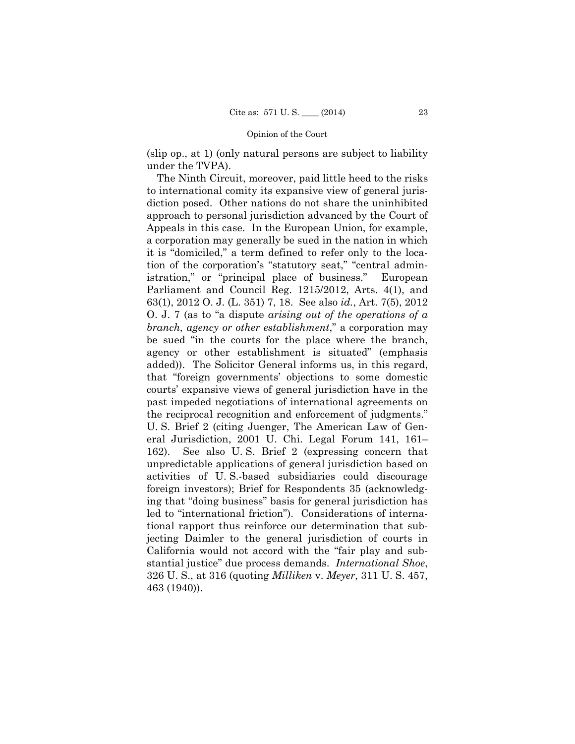(slip op., at 1) (only natural persons are subject to liability under the TVPA).

The Ninth Circuit, moreover, paid little heed to the risks to international comity its expansive view of general jurisdiction posed. Other nations do not share the uninhibited approach to personal jurisdiction advanced by the Court of Appeals in this case. In the European Union, for example, a corporation may generally be sued in the nation in which it is "domiciled," a term defined to refer only to the location of the corporation's "statutory seat," "central administration," or "principal place of business." European Parliament and Council Reg. 1215/2012, Arts. 4(1), and 63(1), 2012 O. J. (L. 351) 7, 18. See also *id.*, Art. 7(5), 2012 O. J. 7 (as to "a dispute *arising out of the operations of a branch, agency or other establishment*," a corporation may be sued "in the courts for the place where the branch, agency or other establishment is situated" (emphasis added)). The Solicitor General informs us, in this regard, that "foreign governments' objections to some domestic courts' expansive views of general jurisdiction have in the past impeded negotiations of international agreements on the reciprocal recognition and enforcement of judgments." U. S. Brief 2 (citing Juenger, The American Law of General Jurisdiction, 2001 U. Chi. Legal Forum 141, 161–162). See also U. S. Brief 2 (expressing concern that unpredictable applications of general jurisdiction based on activities of U. S.-based subsidiaries could discourage foreign investors); Brief for Respondents 35 (acknowledging that "doing business" basis for general jurisdiction has led to "international friction"). Considerations of international rapport thus reinforce our determination that subjecting Daimler to the general jurisdiction of courts in California would not accord with the "fair play and substantial justice" due process demands. *International Shoe*, 326 U. S., at 316 (quoting *Milliken* v. *Meyer*, 311 U. S. 457, 463 (1940)).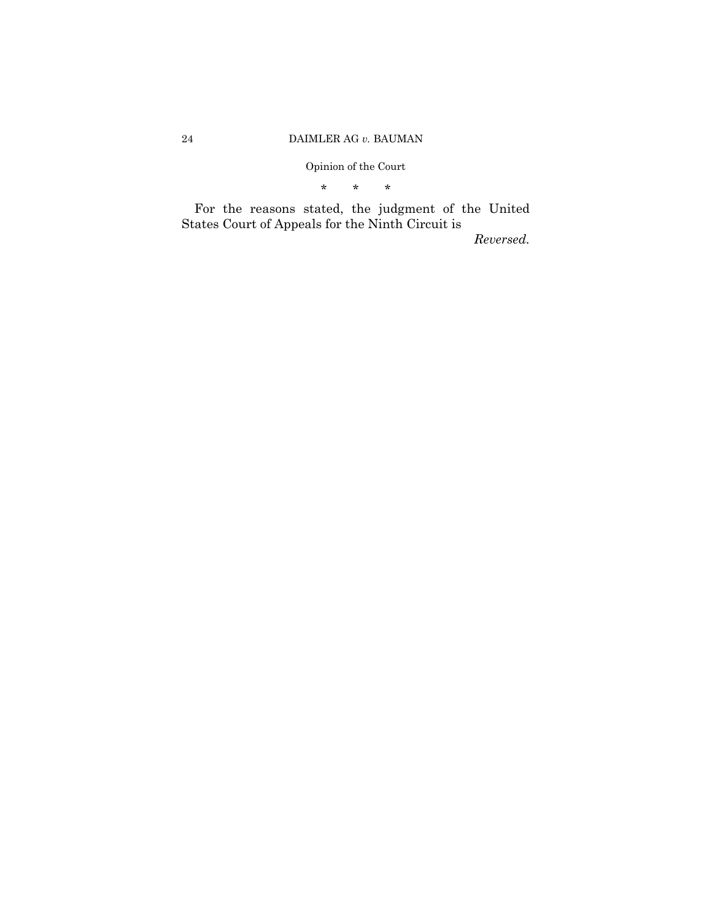\*   \*   \*

For the reasons stated, the judgment of the United States Court of Appeals for the Ninth Circuit is

*Reversed.*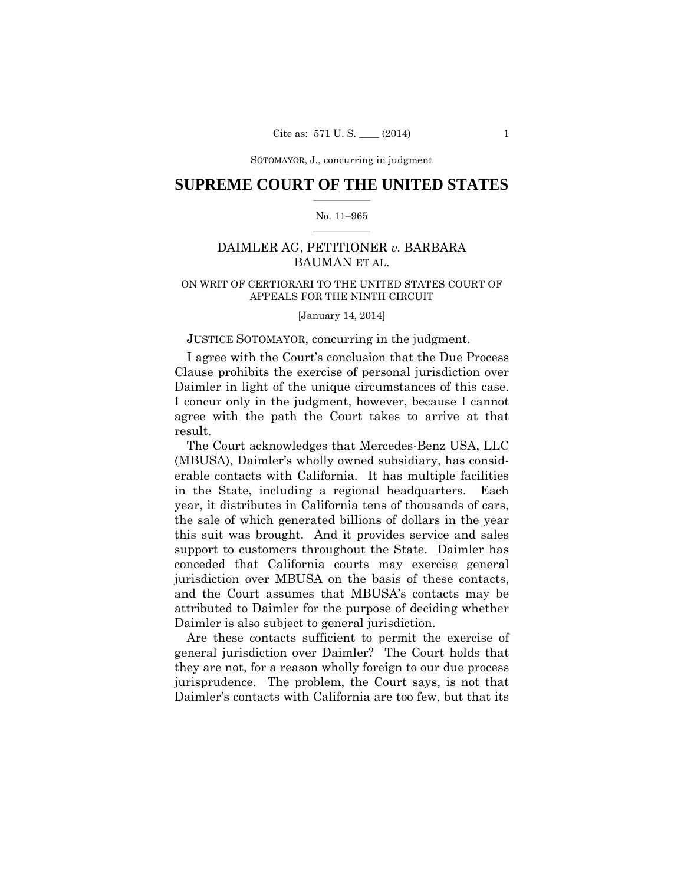SOTOMAYOR, J., concurring in judgment

# SUPREME COURT OF THE UNITED STATES

No. 11–965

## DAIMLER AG, PETITIONER *v.* BARBARA BAUMAN ET AL.

ON WRIT OF CERTIORARI TO THE UNITED STATES COURT OF APPEALS FOR THE NINTH CIRCUIT

[January 14, 2014]

JUSTICE SOTOMAYOR, concurring in the judgment.

I agree with the Court's conclusion that the Due Process Clause prohibits the exercise of personal jurisdiction over Daimler in light of the unique circumstances of this case. I concur only in the judgment, however, because I cannot agree with the path the Court takes to arrive at that result.

The Court acknowledges that Mercedes-Benz USA, LLC (MBUSA), Daimler's wholly owned subsidiary, has considerable contacts with California. It has multiple facilities in the State, including a regional headquarters. Each year, it distributes in California tens of thousands of cars, the sale of which generated billions of dollars in the year this suit was brought. And it provides service and sales support to customers throughout the State. Daimler has conceded that California courts may exercise general jurisdiction over MBUSA on the basis of these contacts, and the Court assumes that MBUSA's contacts may be attributed to Daimler for the purpose of deciding whether Daimler is also subject to general jurisdiction.

Are these contacts sufficient to permit the exercise of general jurisdiction over Daimler? The Court holds that they are not, for a reason wholly foreign to our due process jurisprudence. The problem, the Court says, is not that Daimler's contacts with California are too few, but that its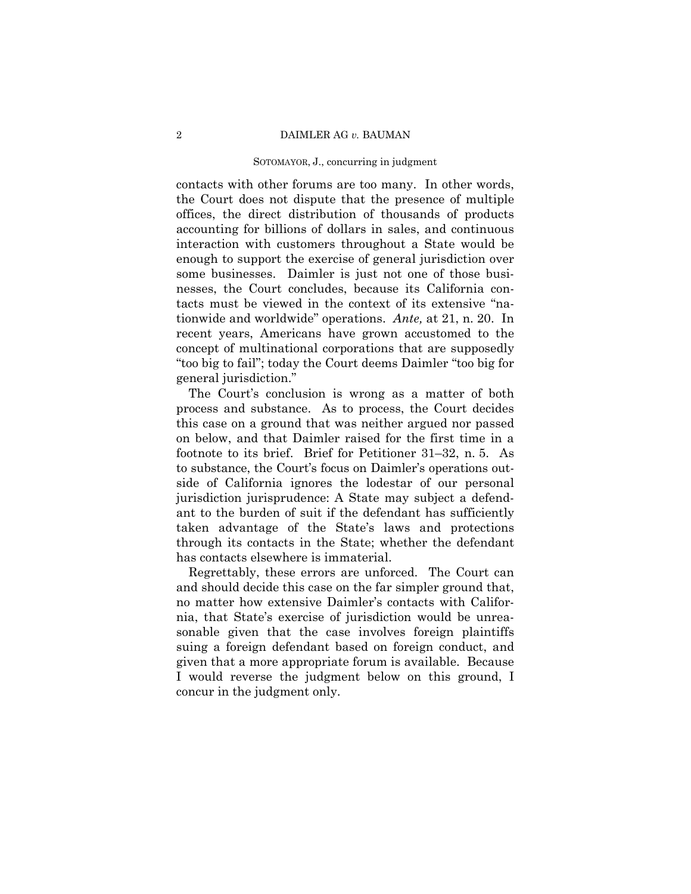contacts with other forums are too many. In other words, the Court does not dispute that the presence of multiple offices, the direct distribution of thousands of products accounting for billions of dollars in sales, and continuous interaction with customers throughout a State would be enough to support the exercise of general jurisdiction over some businesses. Daimler is just not one of those businesses, the Court concludes, because its California contacts must be viewed in the context of its extensive "nationwide and worldwide" operations. *Ante,* at 21, n. 20. In recent years, Americans have grown accustomed to the concept of multinational corporations that are supposedly "too big to fail"; today the Court deems Daimler "too big for general jurisdiction."

The Court's conclusion is wrong as a matter of both process and substance. As to process, the Court decides this case on a ground that was neither argued nor passed on below, and that Daimler raised for the first time in a footnote to its brief. Brief for Petitioner 31–32, n. 5. As to substance, the Court's focus on Daimler's operations outside of California ignores the lodestar of our personal jurisdiction jurisprudence: A State may subject a defendant to the burden of suit if the defendant has sufficiently taken advantage of the State's laws and protections through its contacts in the State; whether the defendant has contacts elsewhere is immaterial.

Regrettably, these errors are unforced. The Court can and should decide this case on the far simpler ground that, no matter how extensive Daimler's contacts with California, that State's exercise of jurisdiction would be unreasonable given that the case involves foreign plaintiffs suing a foreign defendant based on foreign conduct, and given that a more appropriate forum is available. Because I would reverse the judgment below on this ground, I concur in the judgment only.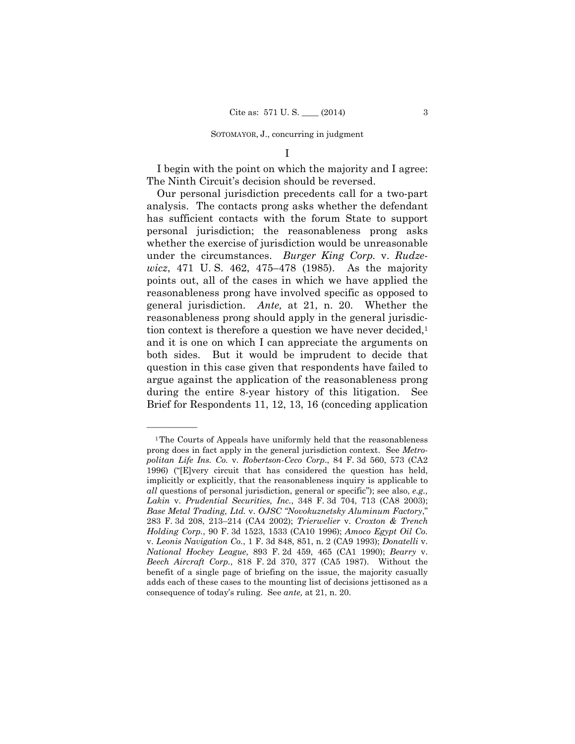I

I begin with the point on which the majority and I agree: The Ninth Circuit's decision should be reversed.

Our personal jurisdiction precedents call for a two-part analysis. The contacts prong asks whether the defendant has sufficient contacts with the forum State to support personal jurisdiction; the reasonableness prong asks whether the exercise of jurisdiction would be unreasonable under the circumstances. *Burger King Corp.* v. *Rudzewicz*, 471 U. S. 462, 475–478 (1985). As the majority points out, all of the cases in which we have applied the reasonableness prong have involved specific as opposed to general jurisdiction. *Ante,* at 21, n. 20. Whether the reasonableness prong should apply in the general jurisdiction context is therefore a question we have never decided,[1] and it is one on which I can appreciate the arguments on both sides. But it would be imprudent to decide that question in this case given that respondents have failed to argue against the application of the reasonableness prong during the entire 8-year history of this litigation. See Brief for Respondents 11, 12, 13, 16 (conceding application

---

[1] The Courts of Appeals have uniformly held that the reasonableness prong does in fact apply in the general jurisdiction context. See *Metropolitan Life Ins. Co.* v. *Robertson-Ceco Corp.*, 84 F. 3d 560, 573 (CA2 1996) ("[E]very circuit that has considered the question has held, implicitly or explicitly, that the reasonableness inquiry is applicable to *all* questions of personal jurisdiction, general or specific"); see also, *e.g.*, *Lakin* v. *Prudential Securities, Inc.*, 348 F. 3d 704, 713 (CA8 2003); *Base Metal Trading, Ltd.* v. *OJSC "Novokuznetsky Aluminum Factory*," 283 F. 3d 208, 213–214 (CA4 2002); *Trierwelier* v. *Croxton & Trench Holding Corp.*, 90 F. 3d 1523, 1533 (CA10 1996); *Amoco Egypt Oil Co.* v. *Leonis Navigation Co.*, 1 F. 3d 848, 851, n. 2 (CA9 1993); *Donatelli* v. *National Hockey League*, 893 F. 2d 459, 465 (CA1 1990); *Bearry* v. *Beech Aircraft Corp.*, 818 F. 2d 370, 377 (CA5 1987). Without the benefit of a single page of briefing on the issue, the majority casually adds each of these cases to the mounting list of decisions jettisoned as a consequence of today's ruling. See *ante,* at 21, n. 20.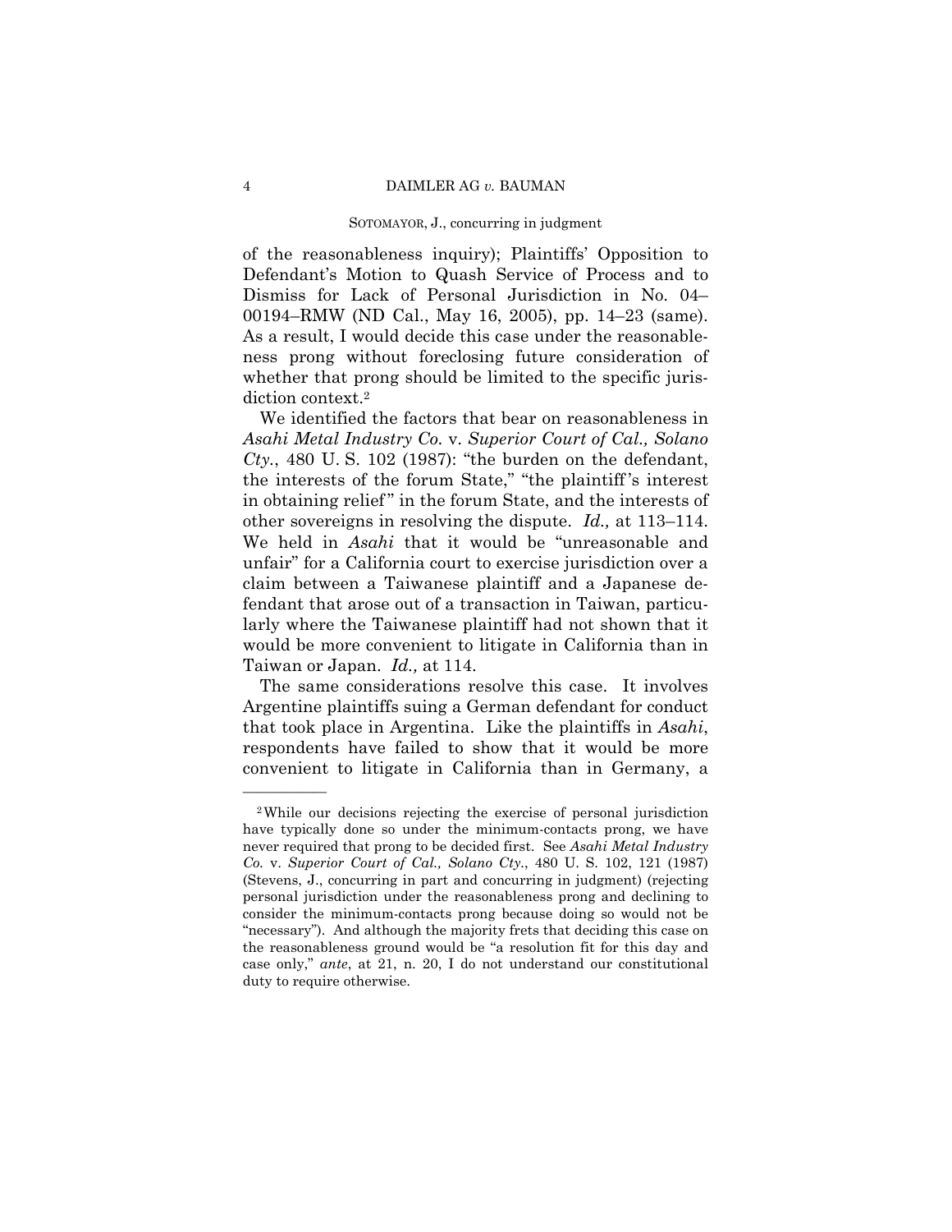of the reasonableness inquiry); Plaintiffs' Opposition to Defendant's Motion to Quash Service of Process and to Dismiss for Lack of Personal Jurisdiction in No. 04–00194–RMW (ND Cal., May 16, 2005), pp. 14–23 (same). As a result, I would decide this case under the reasonableness prong without foreclosing future consideration of whether that prong should be limited to the specific jurisdiction context.[2]

We identified the factors that bear on reasonableness in *Asahi Metal Industry Co.* v. *Superior Court of Cal., Solano Cty.*, 480 U. S. 102 (1987): "the burden on the defendant, the interests of the forum State," "the plaintiff's interest in obtaining relief" in the forum State, and the interests of other sovereigns in resolving the dispute. *Id.,* at 113–114. We held in *Asahi* that it would be "unreasonable and unfair" for a California court to exercise jurisdiction over a claim between a Taiwanese plaintiff and a Japanese defendant that arose out of a transaction in Taiwan, particularly where the Taiwanese plaintiff had not shown that it would be more convenient to litigate in California than in Taiwan or Japan. *Id.,* at 114.

The same considerations resolve this case. It involves Argentine plaintiffs suing a German defendant for conduct that took place in Argentina. Like the plaintiffs in *Asahi*, respondents have failed to show that it would be more convenient to litigate in California than in Germany, a

---

[2] While our decisions rejecting the exercise of personal jurisdiction have typically done so under the minimum-contacts prong, we have never required that prong to be decided first. See *Asahi Metal Industry Co.* v. *Superior Court of Cal., Solano Cty.*, 480 U. S. 102, 121 (1987) (Stevens, J., concurring in part and concurring in judgment) (rejecting personal jurisdiction under the reasonableness prong and declining to consider the minimum-contacts prong because doing so would not be "necessary"). And although the majority frets that deciding this case on the reasonableness ground would be "a resolution fit for this day and case only," *ante*, at 21, n. 20, I do not understand our constitutional duty to require otherwise.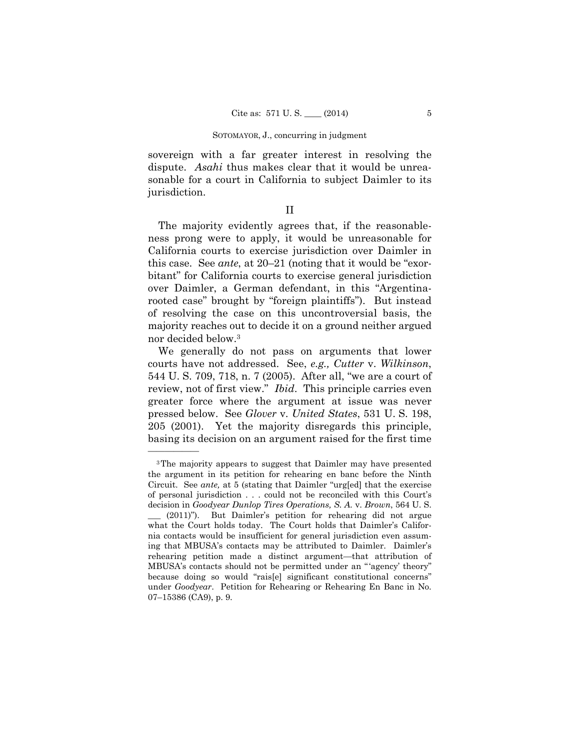sovereign with a far greater interest in resolving the dispute. *Asahi* thus makes clear that it would be unreasonable for a court in California to subject Daimler to its jurisdiction.

## II

The majority evidently agrees that, if the reasonableness prong were to apply, it would be unreasonable for California courts to exercise jurisdiction over Daimler in this case. See *ante*, at 20–21 (noting that it would be "exorbitant" for California courts to exercise general jurisdiction over Daimler, a German defendant, in this "Argentina-rooted case" brought by "foreign plaintiffs"). But instead of resolving the case on this uncontroversial basis, the majority reaches out to decide it on a ground neither argued nor decided below.[3]

We generally do not pass on arguments that lower courts have not addressed. See, *e.g., Cutter* v. *Wilkinson*, 544 U. S. 709, 718, n. 7 (2005). After all, "we are a court of review, not of first view." *Ibid*. This principle carries even greater force where the argument at issue was never pressed below. See *Glover* v. *United States*, 531 U. S. 198, 205 (2001). Yet the majority disregards this principle, basing its decision on an argument raised for the first time

---

[3] The majority appears to suggest that Daimler may have presented the argument in its petition for rehearing en banc before the Ninth Circuit. See *ante,* at 5 (stating that Daimler "urg[ed] that the exercise of personal jurisdiction . . . could not be reconciled with this Court's decision in *Goodyear Dunlop Tires Operations, S. A.* v. *Brown*, 564 U. S. \_\_\_ (2011)"). But Daimler's petition for rehearing did not argue what the Court holds today. The Court holds that Daimler's California contacts would be insufficient for general jurisdiction even assuming that MBUSA's contacts may be attributed to Daimler. Daimler's rehearing petition made a distinct argument—that attribution of MBUSA's contacts should not be permitted under an "'agency' theory" because doing so would "rais[e] significant constitutional concerns" under *Goodyear*. Petition for Rehearing or Rehearing En Banc in No. 07–15386 (CA9), p. 9.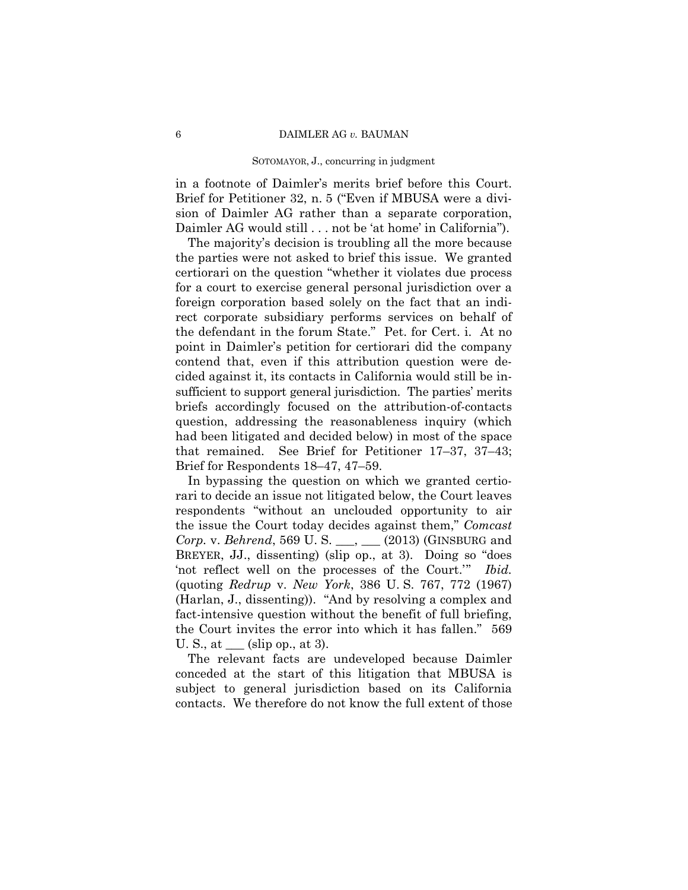in a footnote of Daimler's merits brief before this Court. Brief for Petitioner 32, n. 5 ("Even if MBUSA were a division of Daimler AG rather than a separate corporation, Daimler AG would still . . . not be 'at home' in California").

The majority's decision is troubling all the more because the parties were not asked to brief this issue. We granted certiorari on the question "whether it violates due process for a court to exercise general personal jurisdiction over a foreign corporation based solely on the fact that an indirect corporate subsidiary performs services on behalf of the defendant in the forum State." Pet. for Cert. i. At no point in Daimler's petition for certiorari did the company contend that, even if this attribution question were decided against it, its contacts in California would still be insufficient to support general jurisdiction. The parties' merits briefs accordingly focused on the attribution-of-contacts question, addressing the reasonableness inquiry (which had been litigated and decided below) in most of the space that remained. See Brief for Petitioner 17–37, 37–43; Brief for Respondents 18–47, 47–59.

In bypassing the question on which we granted certiorari to decide an issue not litigated below, the Court leaves respondents "without an unclouded opportunity to air the issue the Court today decides against them," *Comcast Corp.* v. *Behrend*, 569 U. S. \_\_\_, \_\_\_ (2013) (GINSBURG and BREYER, JJ., dissenting) (slip op., at 3). Doing so "does 'not reflect well on the processes of the Court.'" *Ibid.* (quoting *Redrup* v. *New York*, 386 U. S. 767, 772 (1967) (Harlan, J., dissenting)). "And by resolving a complex and fact-intensive question without the benefit of full briefing, the Court invites the error into which it has fallen." 569 U. S., at \_\_\_ (slip op., at 3).

The relevant facts are undeveloped because Daimler conceded at the start of this litigation that MBUSA is subject to general jurisdiction based on its California contacts. We therefore do not know the full extent of those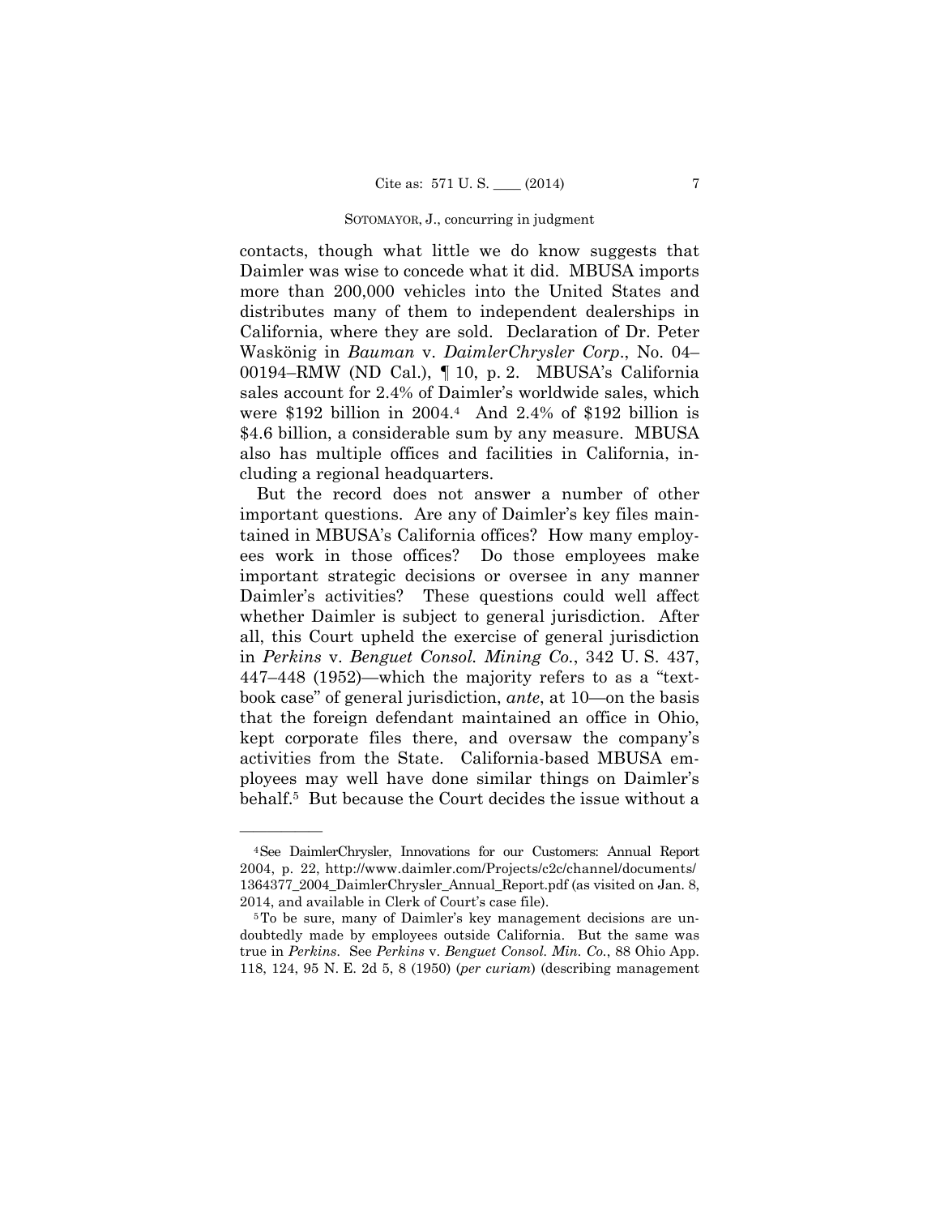contacts, though what little we do know suggests that Daimler was wise to concede what it did. MBUSA imports more than 200,000 vehicles into the United States and distributes many of them to independent dealerships in California, where they are sold. Declaration of Dr. Peter Waskönig in *Bauman* v. *DaimlerChrysler Corp*., No. 04–00194–RMW (ND Cal.), ¶ 10, p. 2. MBUSA's California sales account for 2.4% of Daimler's worldwide sales, which were $192 billion in 2004.[4] And 2.4% of $192 billion is $4.6 billion, a considerable sum by any measure. MBUSA also has multiple offices and facilities in California, including a regional headquarters.

But the record does not answer a number of other important questions. Are any of Daimler's key files maintained in MBUSA's California offices? How many employees work in those offices? Do those employees make important strategic decisions or oversee in any manner Daimler's activities? These questions could well affect whether Daimler is subject to general jurisdiction. After all, this Court upheld the exercise of general jurisdiction in *Perkins* v. *Benguet Consol. Mining Co.*, 342 U. S. 437, 447–448 (1952)—which the majority refers to as a "textbook case" of general jurisdiction, *ante*, at 10—on the basis that the foreign defendant maintained an office in Ohio, kept corporate files there, and oversaw the company's activities from the State. California-based MBUSA employees may well have done similar things on Daimler's behalf.[5] But because the Court decides the issue without a

---

[4] See DaimlerChrysler, Innovations for our Customers: Annual Report 2004, p. 22, http://www.daimler.com/Projects/c2c/channel/documents/1364377_2004_DaimlerChrysler_Annual_Report.pdf (as visited on Jan. 8, 2014, and available in Clerk of Court's case file).

[5] To be sure, many of Daimler's key management decisions are undoubtedly made by employees outside California. But the same was true in *Perkins*. See *Perkins* v. *Benguet Consol. Min. Co.*, 88 Ohio App. 118, 124, 95 N. E. 2d 5, 8 (1950) (*per curiam*) (describing management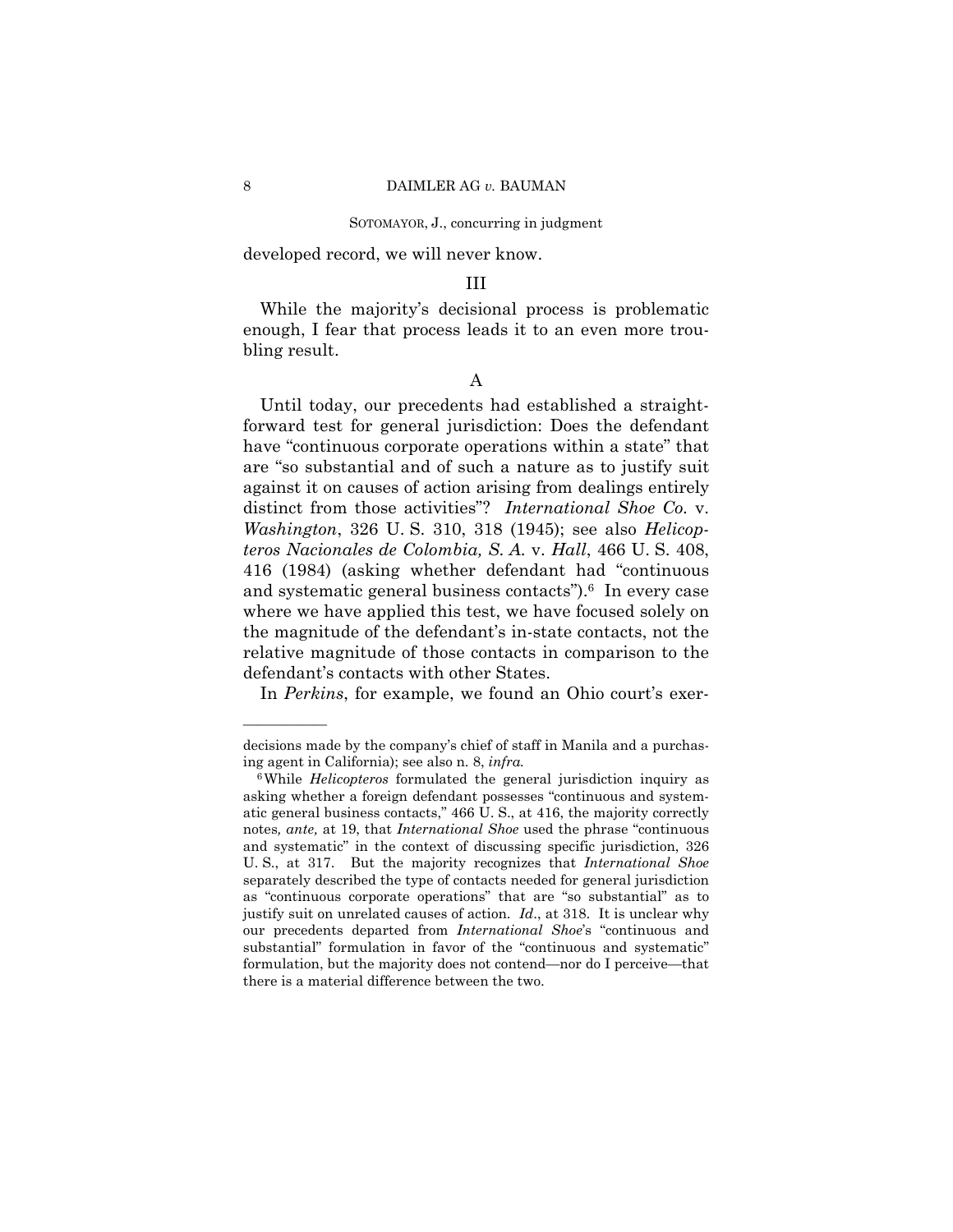developed record, we will never know.

### III

While the majority's decisional process is problematic enough, I fear that process leads it to an even more troubling result.

#### A

Until today, our precedents had established a straightforward test for general jurisdiction: Does the defendant have "continuous corporate operations within a state" that are "so substantial and of such a nature as to justify suit against it on causes of action arising from dealings entirely distinct from those activities"? *International Shoe Co.* v. *Washington*, 326 U. S. 310, 318 (1945); see also *Helicopteros Nacionales de Colombia, S. A.* v. *Hall*, 466 U. S. 408, 416 (1984) (asking whether defendant had "continuous and systematic general business contacts").[6] In every case where we have applied this test, we have focused solely on the magnitude of the defendant's in-state contacts, not the relative magnitude of those contacts in comparison to the defendant's contacts with other States.

In *Perkins*, for example, we found an Ohio court's exer-

---

decisions made by the company's chief of staff in Manila and a purchasing agent in California); see also n. 8, *infra*.

[6] While *Helicopteros* formulated the general jurisdiction inquiry as asking whether a foreign defendant possesses "continuous and systematic general business contacts," 466 U. S., at 416, the majority correctly notes, *ante,* at 19, that *International Shoe* used the phrase "continuous and systematic" in the context of discussing specific jurisdiction, 326 U. S., at 317. But the majority recognizes that *International Shoe* separately described the type of contacts needed for general jurisdiction as "continuous corporate operations" that are "so substantial" as to justify suit on unrelated causes of action. *Id*., at 318. It is unclear why our precedents departed from *International Shoe*'s "continuous and substantial" formulation in favor of the "continuous and systematic" formulation, but the majority does not contend—nor do I perceive—that there is a material difference between the two.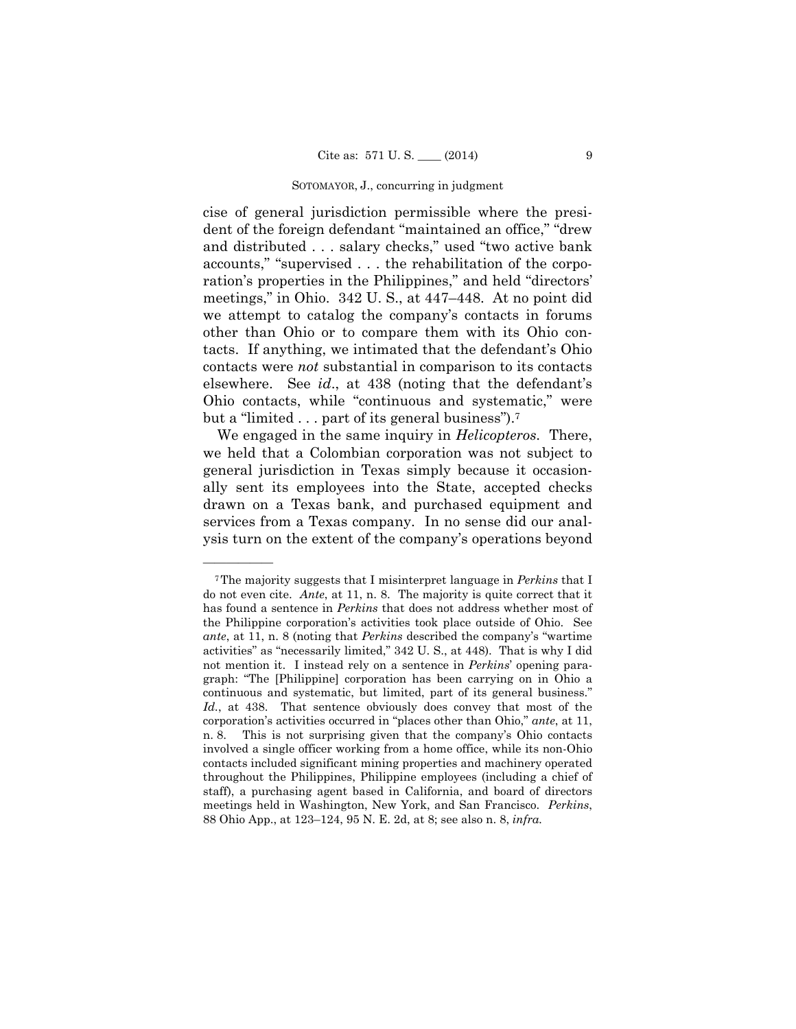cise of general jurisdiction permissible where the president of the foreign defendant "maintained an office," "drew and distributed . . . salary checks," used "two active bank accounts," "supervised . . . the rehabilitation of the corporation's properties in the Philippines," and held "directors' meetings," in Ohio. 342 U. S., at 447–448. At no point did we attempt to catalog the company's contacts in forums other than Ohio or to compare them with its Ohio contacts. If anything, we intimated that the defendant's Ohio contacts were *not* substantial in comparison to its contacts elsewhere. See *id*., at 438 (noting that the defendant's Ohio contacts, while "continuous and systematic," were but a "limited . . . part of its general business").[7]

We engaged in the same inquiry in *Helicopteros*. There, we held that a Colombian corporation was not subject to general jurisdiction in Texas simply because it occasionally sent its employees into the State, accepted checks drawn on a Texas bank, and purchased equipment and services from a Texas company. In no sense did our analysis turn on the extent of the company's operations beyond

---

[7] The majority suggests that I misinterpret language in *Perkins* that I do not even cite. *Ante*, at 11, n. 8. The majority is quite correct that it has found a sentence in *Perkins* that does not address whether most of the Philippine corporation's activities took place outside of Ohio. See *ante*, at 11, n. 8 (noting that *Perkins* described the company's "wartime activities" as "necessarily limited," 342 U. S., at 448). That is why I did not mention it. I instead rely on a sentence in *Perkins*' opening paragraph: "The [Philippine] corporation has been carrying on in Ohio a continuous and systematic, but limited, part of its general business." *Id*., at 438. That sentence obviously does convey that most of the corporation's activities occurred in "places other than Ohio," *ante*, at 11, n. 8. This is not surprising given that the company's Ohio contacts involved a single officer working from a home office, while its non-Ohio contacts included significant mining properties and machinery operated throughout the Philippines, Philippine employees (including a chief of staff), a purchasing agent based in California, and board of directors meetings held in Washington, New York, and San Francisco. *Perkins*, 88 Ohio App., at 123–124, 95 N. E. 2d, at 8; see also n. 8, *infra*.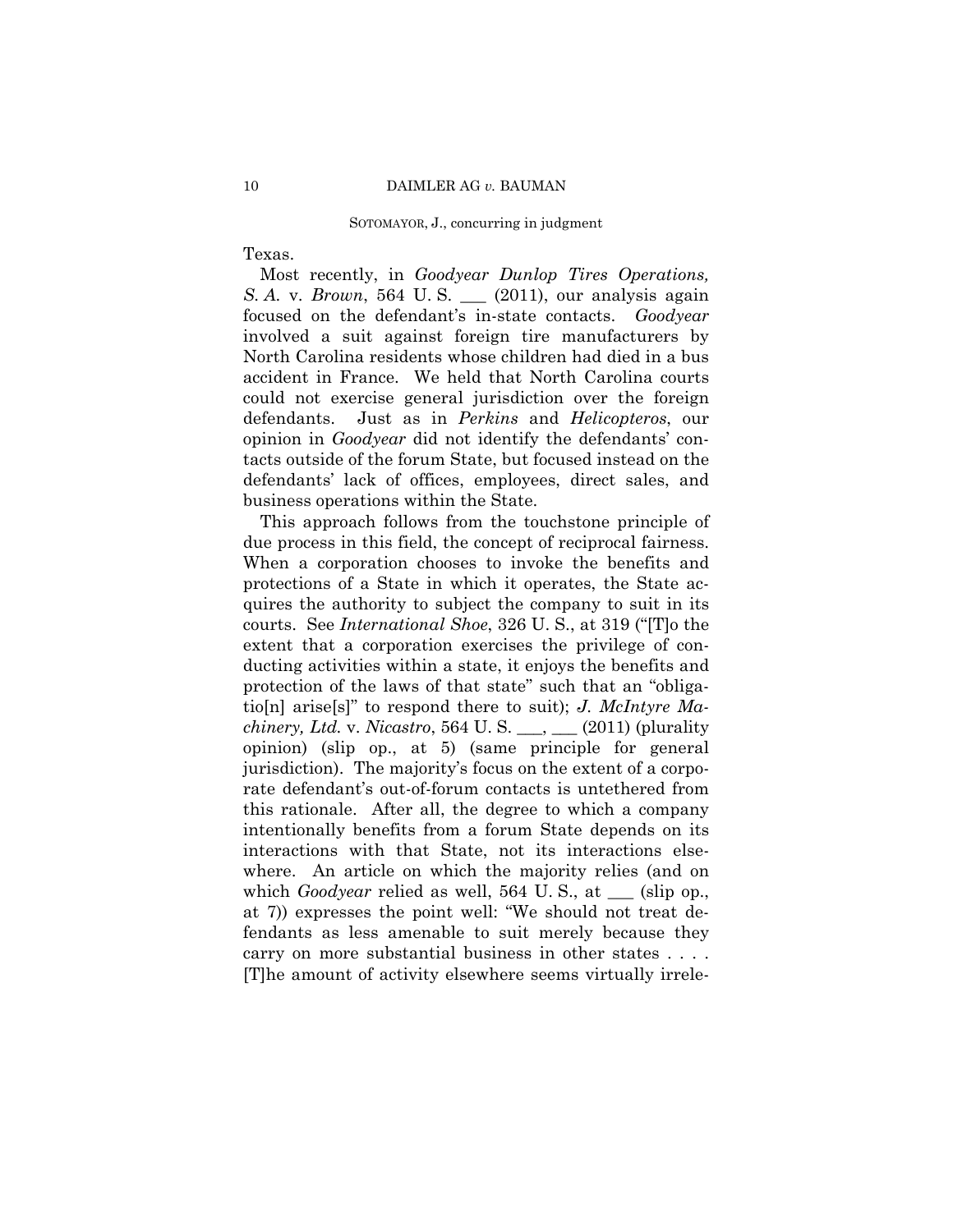Texas.

Most recently, in *Goodyear Dunlop Tires Operations, S. A.* v. *Brown*, 564 U. S. ___ (2011), our analysis again focused on the defendant's in-state contacts. *Goodyear* involved a suit against foreign tire manufacturers by North Carolina residents whose children had died in a bus accident in France. We held that North Carolina courts could not exercise general jurisdiction over the foreign defendants. Just as in *Perkins* and *Helicopteros*, our opinion in *Goodyear* did not identify the defendants' contacts outside of the forum State, but focused instead on the defendants' lack of offices, employees, direct sales, and business operations within the State.

This approach follows from the touchstone principle of due process in this field, the concept of reciprocal fairness. When a corporation chooses to invoke the benefits and protections of a State in which it operates, the State acquires the authority to subject the company to suit in its courts. See *International Shoe*, 326 U. S., at 319 ("[T]o the extent that a corporation exercises the privilege of conducting activities within a state, it enjoys the benefits and protection of the laws of that state" such that an "obligatio[n] arise[s]" to respond there to suit); *J. McIntyre Machinery, Ltd.* v. *Nicastro*, 564 U. S. ___, ___ (2011) (plurality opinion) (slip op., at 5) (same principle for general jurisdiction). The majority's focus on the extent of a corporate defendant's out-of-forum contacts is untethered from this rationale. After all, the degree to which a company intentionally benefits from a forum State depends on its interactions with that State, not its interactions elsewhere. An article on which the majority relies (and on which *Goodyear* relied as well, 564 U. S., at ___ (slip op., at 7)) expresses the point well: "We should not treat defendants as less amenable to suit merely because they carry on more substantial business in other states . . . . [T]he amount of activity elsewhere seems virtually irrele-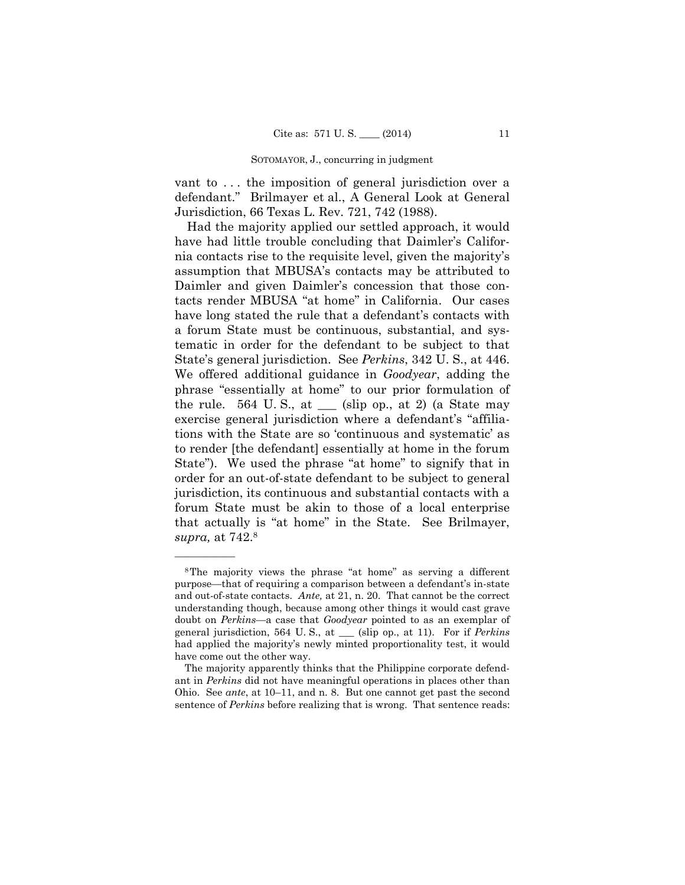vant to . . . the imposition of general jurisdiction over a defendant." Brilmayer et al., A General Look at General Jurisdiction, 66 Texas L. Rev. 721, 742 (1988).

Had the majority applied our settled approach, it would have had little trouble concluding that Daimler's California contacts rise to the requisite level, given the majority's assumption that MBUSA's contacts may be attributed to Daimler and given Daimler's concession that those contacts render MBUSA "at home" in California. Our cases have long stated the rule that a defendant's contacts with a forum State must be continuous, substantial, and systematic in order for the defendant to be subject to that State's general jurisdiction. See *Perkins*, 342 U. S., at 446. We offered additional guidance in *Goodyear*, adding the phrase "essentially at home" to our prior formulation of the rule. 564 U. S., at ___ (slip op., at 2) (a State may exercise general jurisdiction where a defendant's "affiliations with the State are so 'continuous and systematic' as to render [the defendant] essentially at home in the forum State"). We used the phrase "at home" to signify that in order for an out-of-state defendant to be subject to general jurisdiction, its continuous and substantial contacts with a forum State must be akin to those of a local enterprise that actually is "at home" in the State. See Brilmayer, *supra,* at 742.[8]

---

[8] The majority views the phrase "at home" as serving a different purpose—that of requiring a comparison between a defendant's in-state and out-of-state contacts. *Ante,* at 21, n. 20. That cannot be the correct understanding though, because among other things it would cast grave doubt on *Perkins*—a case that *Goodyear* pointed to as an exemplar of general jurisdiction, 564 U. S., at ___ (slip op., at 11). For if *Perkins* had applied the majority's newly minted proportionality test, it would have come out the other way.

The majority apparently thinks that the Philippine corporate defendant in *Perkins* did not have meaningful operations in places other than Ohio. See *ante*, at 10–11, and n. 8. But one cannot get past the second sentence of *Perkins* before realizing that is wrong. That sentence reads: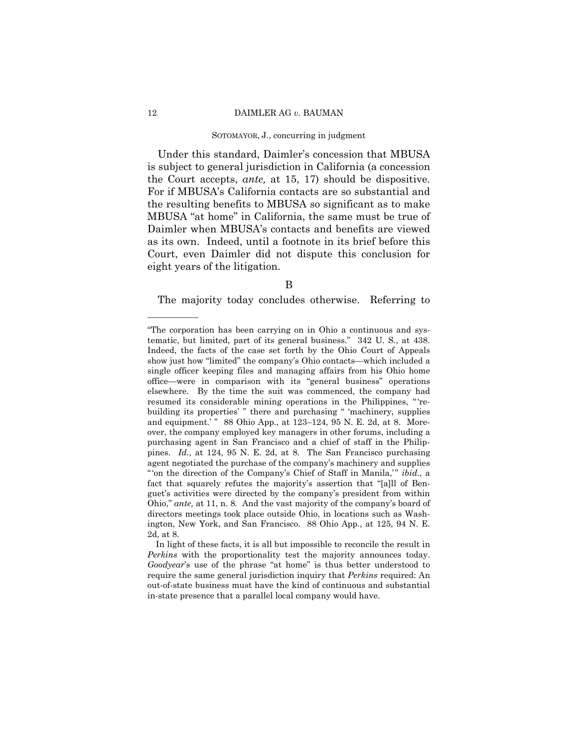Under this standard, Daimler's concession that MBUSA is subject to general jurisdiction in California (a concession the Court accepts, *ante,* at 15, 17) should be dispositive. For if MBUSA's California contacts are so substantial and the resulting benefits to MBUSA so significant as to make MBUSA "at home" in California, the same must be true of Daimler when MBUSA's contacts and benefits are viewed as its own. Indeed, until a footnote in its brief before this Court, even Daimler did not dispute this conclusion for eight years of the litigation.

B

The majority today concludes otherwise. Referring to

---

"The corporation has been carrying on in Ohio a continuous and systematic, but limited, part of its general business." 342 U. S., at 438. Indeed, the facts of the case set forth by the Ohio Court of Appeals show just how "limited" the company's Ohio contacts—which included a single officer keeping files and managing affairs from his Ohio home office—were in comparison with its "general business" operations elsewhere. By the time the suit was commenced, the company had resumed its considerable mining operations in the Philippines, "'rebuilding its properties'" there and purchasing "'machinery, supplies and equipment.'" 88 Ohio App., at 123–124, 95 N. E. 2d, at 8. Moreover, the company employed key managers in other forums, including a purchasing agent in San Francisco and a chief of staff in the Philippines. *Id.*, at 124, 95 N. E. 2d, at 8. The San Francisco purchasing agent negotiated the purchase of the company's machinery and supplies "'on the direction of the Company's Chief of Staff in Manila,'" *ibid.,* a fact that squarely refutes the majority's assertion that "[a]ll of Benguet's activities were directed by the company's president from within Ohio," *ante,* at 11, n. 8. And the vast majority of the company's board of directors meetings took place outside Ohio, in locations such as Washington, New York, and San Francisco. 88 Ohio App., at 125, 94 N. E. 2d, at 8.

In light of these facts, it is all but impossible to reconcile the result in *Perkins* with the proportionality test the majority announces today. *Goodyear*'s use of the phrase "at home" is thus better understood to require the same general jurisdiction inquiry that *Perkins* required: An out-of-state business must have the kind of continuous and substantial in-state presence that a parallel local company would have.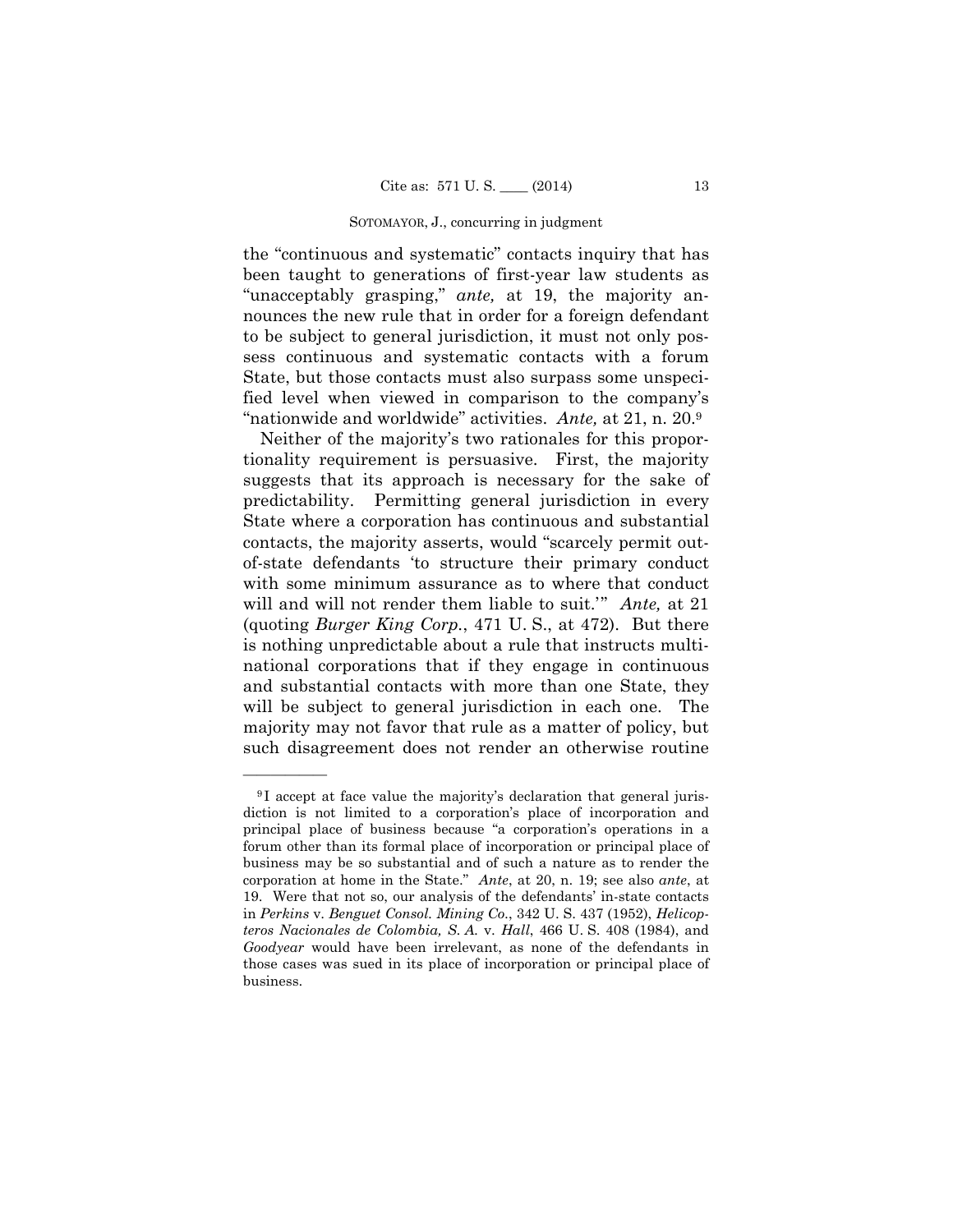the "continuous and systematic" contacts inquiry that has been taught to generations of first-year law students as "unacceptably grasping," *ante,* at 19, the majority announces the new rule that in order for a foreign defendant to be subject to general jurisdiction, it must not only possess continuous and systematic contacts with a forum State, but those contacts must also surpass some unspecified level when viewed in comparison to the company's "nationwide and worldwide" activities. *Ante,* at 21, n. 20.[9]

Neither of the majority's two rationales for this proportionality requirement is persuasive. First, the majority suggests that its approach is necessary for the sake of predictability. Permitting general jurisdiction in every State where a corporation has continuous and substantial contacts, the majority asserts, would "scarcely permit out-of-state defendants 'to structure their primary conduct with some minimum assurance as to where that conduct will and will not render them liable to suit.'" *Ante,* at 21 (quoting *Burger King Corp.*, 471 U. S., at 472). But there is nothing unpredictable about a rule that instructs multinational corporations that if they engage in continuous and substantial contacts with more than one State, they will be subject to general jurisdiction in each one. The majority may not favor that rule as a matter of policy, but such disagreement does not render an otherwise routine

---

[9] I accept at face value the majority's declaration that general jurisdiction is not limited to a corporation's place of incorporation and principal place of business because "a corporation's operations in a forum other than its formal place of incorporation or principal place of business may be so substantial and of such a nature as to render the corporation at home in the State." *Ante*, at 20, n. 19; see also *ante*, at 19. Were that not so, our analysis of the defendants' in-state contacts in *Perkins* v. *Benguet Consol. Mining Co.*, 342 U. S. 437 (1952), *Helicopteros Nacionales de Colombia, S. A.* v. *Hall*, 466 U. S. 408 (1984), and *Goodyear* would have been irrelevant, as none of the defendants in those cases was sued in its place of incorporation or principal place of business.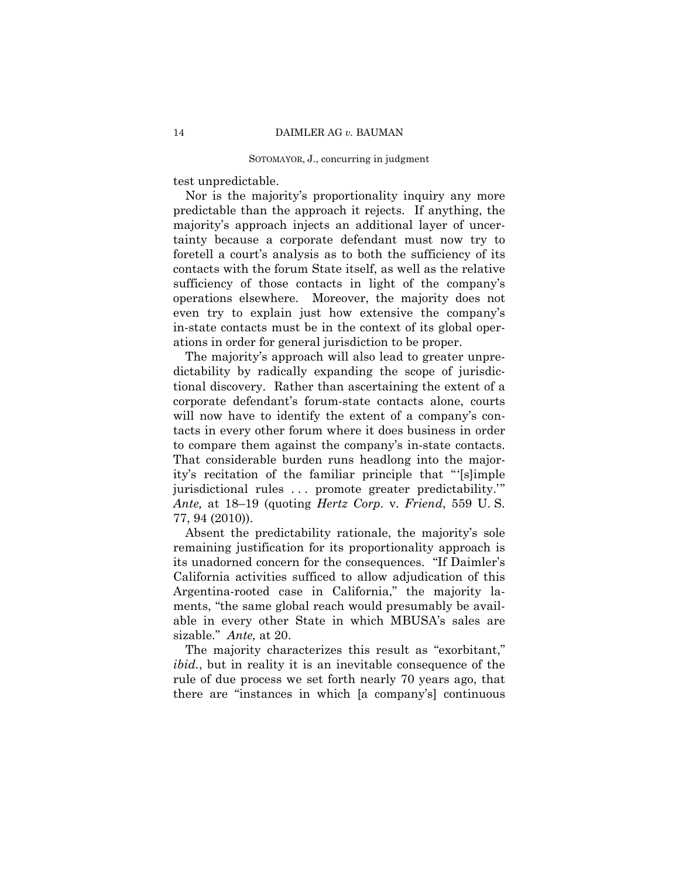test unpredictable.

Nor is the majority's proportionality inquiry any more predictable than the approach it rejects. If anything, the majority's approach injects an additional layer of uncertainty because a corporate defendant must now try to foretell a court's analysis as to both the sufficiency of its contacts with the forum State itself, as well as the relative sufficiency of those contacts in light of the company's operations elsewhere. Moreover, the majority does not even try to explain just how extensive the company's in-state contacts must be in the context of its global operations in order for general jurisdiction to be proper.

The majority's approach will also lead to greater unpredictability by radically expanding the scope of jurisdictional discovery. Rather than ascertaining the extent of a corporate defendant's forum-state contacts alone, courts will now have to identify the extent of a company's contacts in every other forum where it does business in order to compare them against the company's in-state contacts. That considerable burden runs headlong into the majority's recitation of the familiar principle that "'[s]imple jurisdictional rules . . . promote greater predictability.'" *Ante,* at 18–19 (quoting *Hertz Corp.* v. *Friend*, 559 U. S. 77, 94 (2010)).

Absent the predictability rationale, the majority's sole remaining justification for its proportionality approach is its unadorned concern for the consequences. "If Daimler's California activities sufficed to allow adjudication of this Argentina-rooted case in California," the majority laments, "the same global reach would presumably be available in every other State in which MBUSA's sales are sizable." *Ante,* at 20.

The majority characterizes this result as "exorbitant," *ibid.*, but in reality it is an inevitable consequence of the rule of due process we set forth nearly 70 years ago, that there are "instances in which [a company's] continuous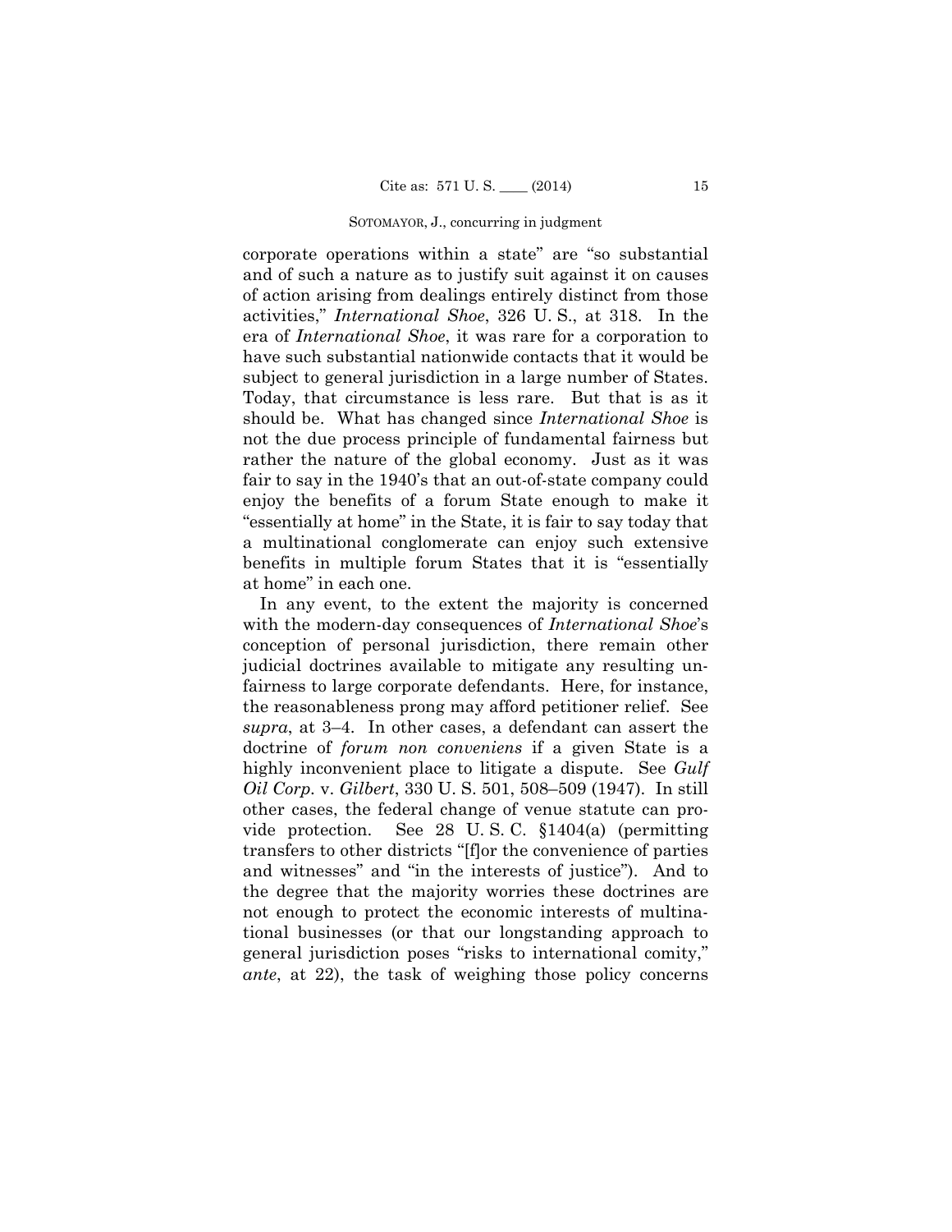corporate operations within a state" are "so substantial and of such a nature as to justify suit against it on causes of action arising from dealings entirely distinct from those activities," *International Shoe*, 326 U. S., at 318. In the era of *International Shoe*, it was rare for a corporation to have such substantial nationwide contacts that it would be subject to general jurisdiction in a large number of States. Today, that circumstance is less rare. But that is as it should be. What has changed since *International Shoe* is not the due process principle of fundamental fairness but rather the nature of the global economy. Just as it was fair to say in the 1940's that an out-of-state company could enjoy the benefits of a forum State enough to make it "essentially at home" in the State, it is fair to say today that a multinational conglomerate can enjoy such extensive benefits in multiple forum States that it is "essentially at home" in each one.

In any event, to the extent the majority is concerned with the modern-day consequences of *International Shoe*'s conception of personal jurisdiction, there remain other judicial doctrines available to mitigate any resulting unfairness to large corporate defendants. Here, for instance, the reasonableness prong may afford petitioner relief. See *supra*, at 3–4. In other cases, a defendant can assert the doctrine of *forum non conveniens* if a given State is a highly inconvenient place to litigate a dispute. See *Gulf Oil Corp.* v. *Gilbert*, 330 U. S. 501, 508–509 (1947). In still other cases, the federal change of venue statute can provide protection. See 28 U. S. C. §1404(a) (permitting transfers to other districts "[f]or the convenience of parties and witnesses" and "in the interests of justice"). And to the degree that the majority worries these doctrines are not enough to protect the economic interests of multinational businesses (or that our longstanding approach to general jurisdiction poses "risks to international comity," *ante*, at 22), the task of weighing those policy concerns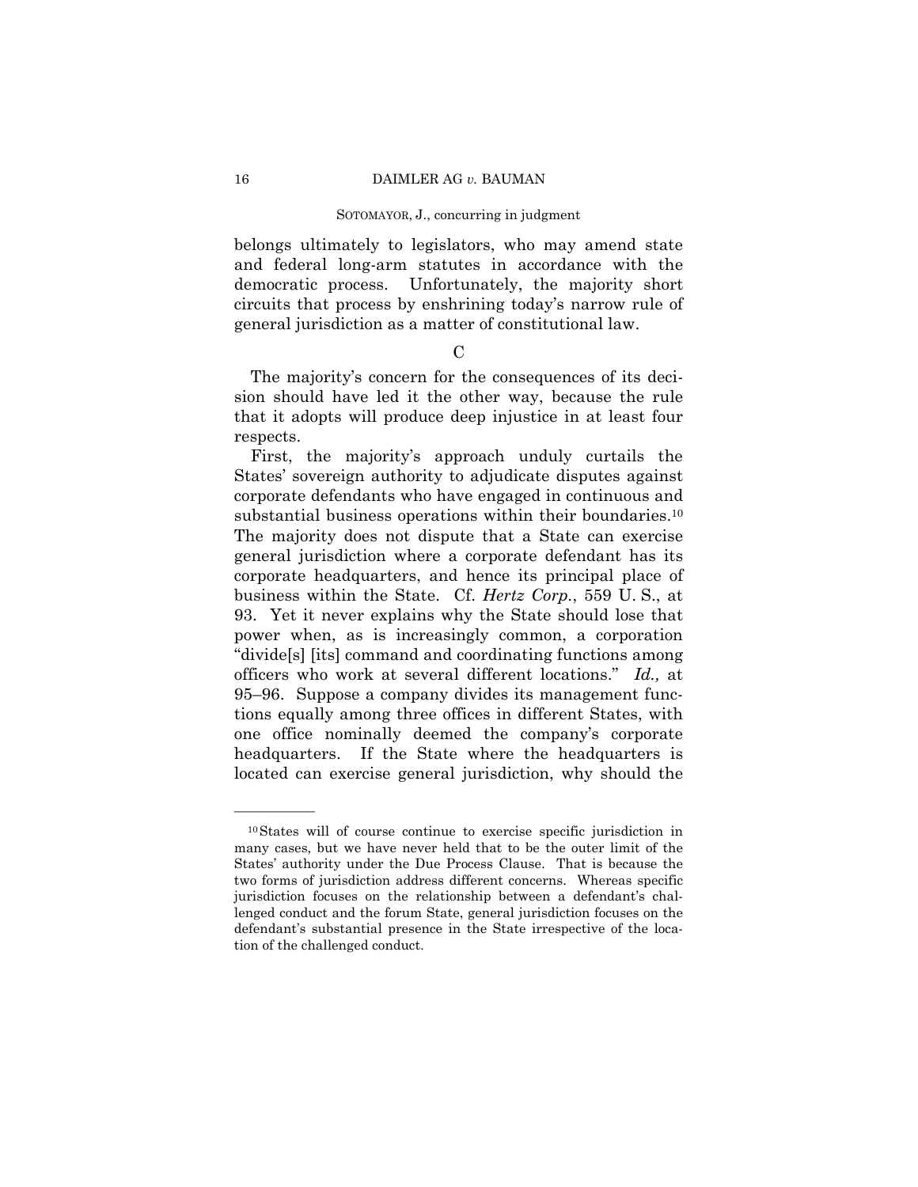belongs ultimately to legislators, who may amend state and federal long-arm statutes in accordance with the democratic process. Unfortunately, the majority short circuits that process by enshrining today's narrow rule of general jurisdiction as a matter of constitutional law.

C

The majority's concern for the consequences of its decision should have led it the other way, because the rule that it adopts will produce deep injustice in at least four respects.

First, the majority's approach unduly curtails the States' sovereign authority to adjudicate disputes against corporate defendants who have engaged in continuous and substantial business operations within their boundaries.[10] The majority does not dispute that a State can exercise general jurisdiction where a corporate defendant has its corporate headquarters, and hence its principal place of business within the State. Cf. *Hertz Corp.*, 559 U. S., at 93. Yet it never explains why the State should lose that power when, as is increasingly common, a corporation "divide[s] [its] command and coordinating functions among officers who work at several different locations." *Id.,* at 95–96. Suppose a company divides its management functions equally among three offices in different States, with one office nominally deemed the company's corporate headquarters. If the State where the headquarters is located can exercise general jurisdiction, why should the

---

[10] States will of course continue to exercise specific jurisdiction in many cases, but we have never held that to be the outer limit of the States' authority under the Due Process Clause. That is because the two forms of jurisdiction address different concerns. Whereas specific jurisdiction focuses on the relationship between a defendant's challenged conduct and the forum State, general jurisdiction focuses on the defendant's substantial presence in the State irrespective of the location of the challenged conduct.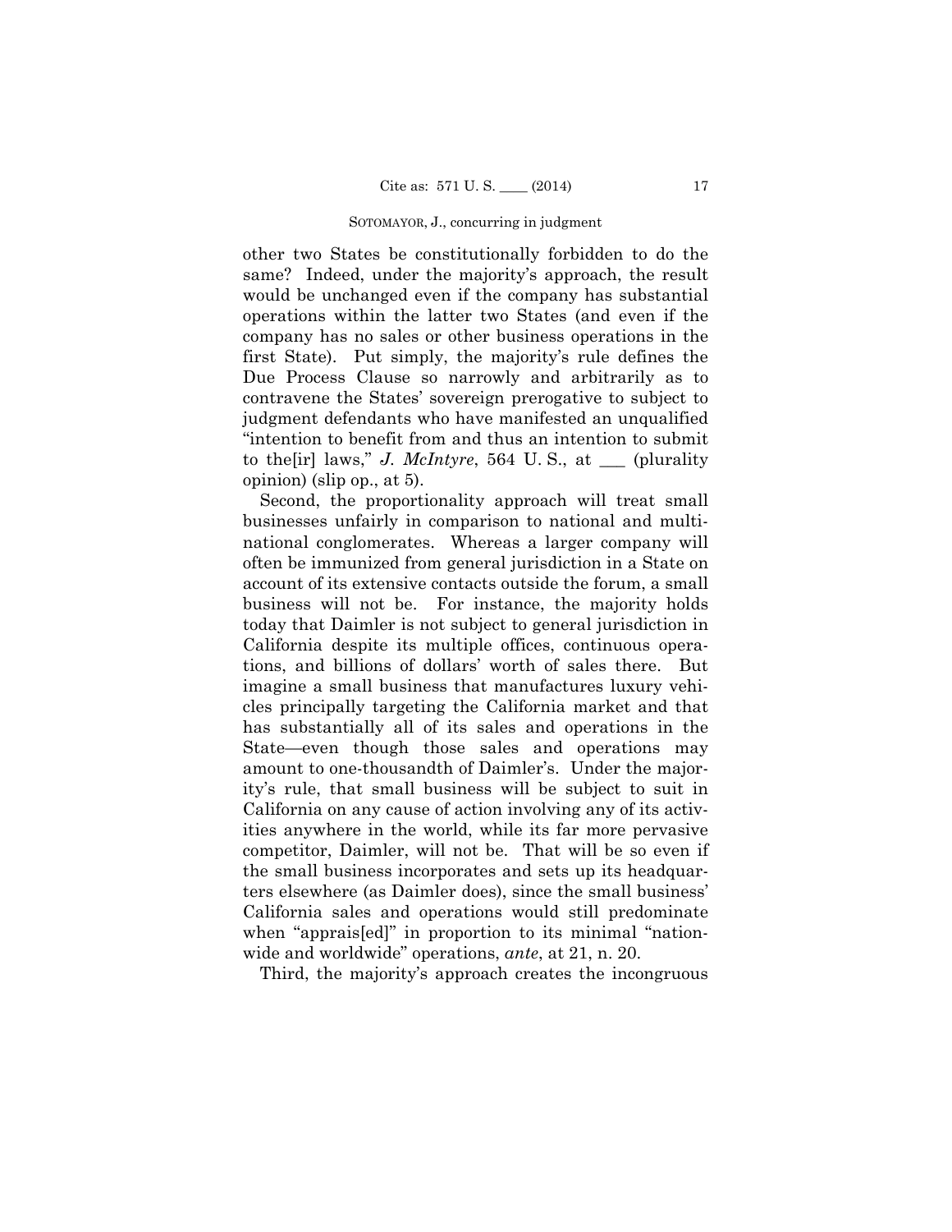other two States be constitutionally forbidden to do the same? Indeed, under the majority's approach, the result would be unchanged even if the company has substantial operations within the latter two States (and even if the company has no sales or other business operations in the first State). Put simply, the majority's rule defines the Due Process Clause so narrowly and arbitrarily as to contravene the States' sovereign prerogative to subject to judgment defendants who have manifested an unqualified "intention to benefit from and thus an intention to submit to the[ir] laws," *J. McIntyre*, 564 U. S., at \_\_\_ (plurality opinion) (slip op., at 5).

Second, the proportionality approach will treat small businesses unfairly in comparison to national and multinational conglomerates. Whereas a larger company will often be immunized from general jurisdiction in a State on account of its extensive contacts outside the forum, a small business will not be. For instance, the majority holds today that Daimler is not subject to general jurisdiction in California despite its multiple offices, continuous operations, and billions of dollars' worth of sales there. But imagine a small business that manufactures luxury vehicles principally targeting the California market and that has substantially all of its sales and operations in the State—even though those sales and operations may amount to one-thousandth of Daimler's. Under the majority's rule, that small business will be subject to suit in California on any cause of action involving any of its activities anywhere in the world, while its far more pervasive competitor, Daimler, will not be. That will be so even if the small business incorporates and sets up its headquarters elsewhere (as Daimler does), since the small business' California sales and operations would still predominate when "apprais[ed]" in proportion to its minimal "nationwide and worldwide" operations, *ante*, at 21, n. 20.

Third, the majority's approach creates the incongruous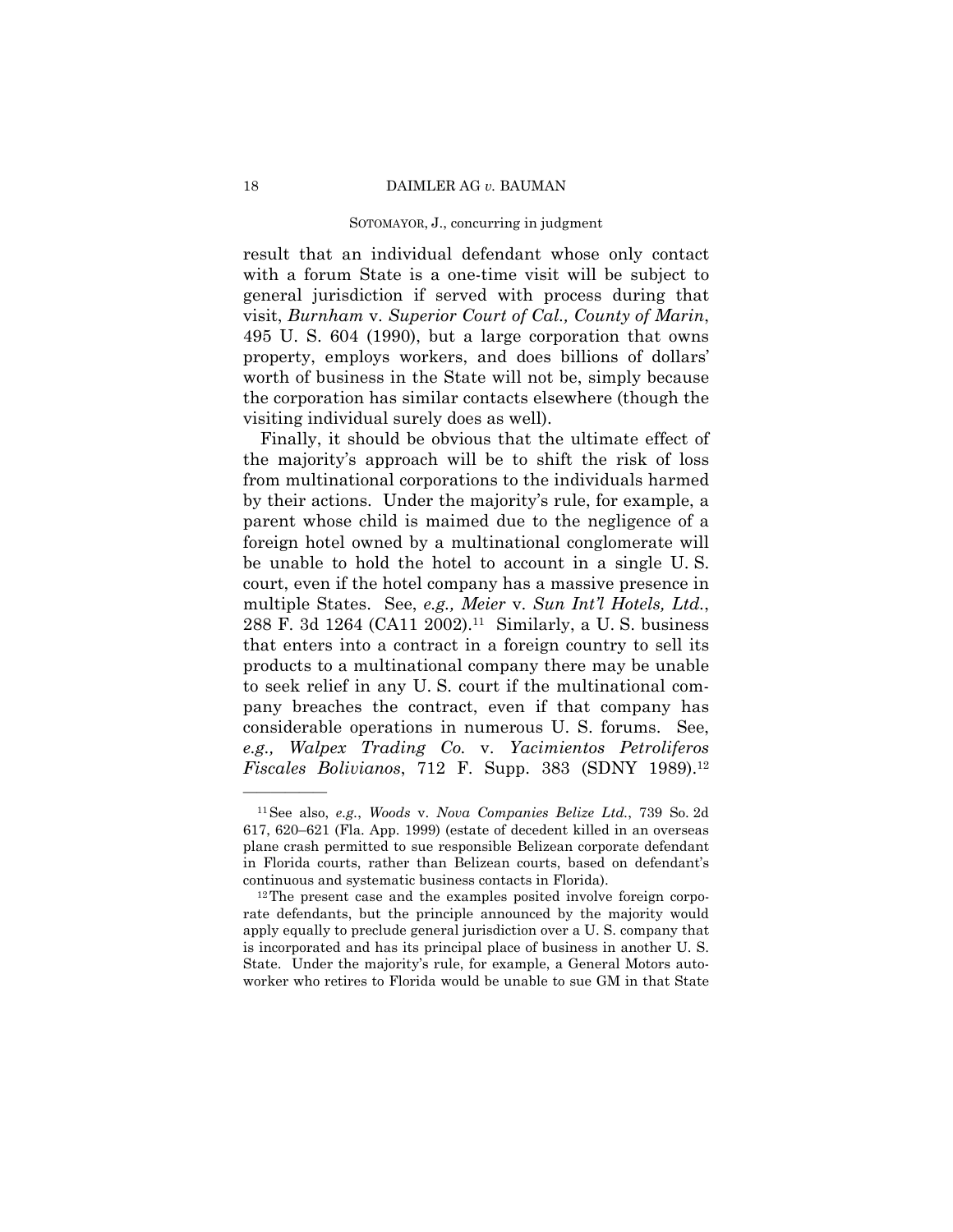result that an individual defendant whose only contact with a forum State is a one-time visit will be subject to general jurisdiction if served with process during that visit, *Burnham* v. *Superior Court of Cal., County of Marin*, 495 U. S. 604 (1990), but a large corporation that owns property, employs workers, and does billions of dollars' worth of business in the State will not be, simply because the corporation has similar contacts elsewhere (though the visiting individual surely does as well).

Finally, it should be obvious that the ultimate effect of the majority's approach will be to shift the risk of loss from multinational corporations to the individuals harmed by their actions. Under the majority's rule, for example, a parent whose child is maimed due to the negligence of a foreign hotel owned by a multinational conglomerate will be unable to hold the hotel to account in a single U. S. court, even if the hotel company has a massive presence in multiple States. See, *e.g., Meier* v. *Sun Int'l Hotels, Ltd.*, 288 F. 3d 1264 (CA11 2002).[11] Similarly, a U. S. business that enters into a contract in a foreign country to sell its products to a multinational company there may be unable to seek relief in any U. S. court if the multinational company breaches the contract, even if that company has considerable operations in numerous U. S. forums. See, *e.g., Walpex Trading Co.* v. *Yacimientos Petroliferos Fiscales Bolivianos*, 712 F. Supp. 383 (SDNY 1989).[12]

---

[11] See also, *e.g.*, *Woods* v. *Nova Companies Belize Ltd.*, 739 So. 2d 617, 620–621 (Fla. App. 1999) (estate of decedent killed in an overseas plane crash permitted to sue responsible Belizean corporate defendant in Florida courts, rather than Belizean courts, based on defendant's continuous and systematic business contacts in Florida).

[12] The present case and the examples posited involve foreign corporate defendants, but the principle announced by the majority would apply equally to preclude general jurisdiction over a U. S. company that is incorporated and has its principal place of business in another U. S. State. Under the majority's rule, for example, a General Motors autoworker who retires to Florida would be unable to sue GM in that State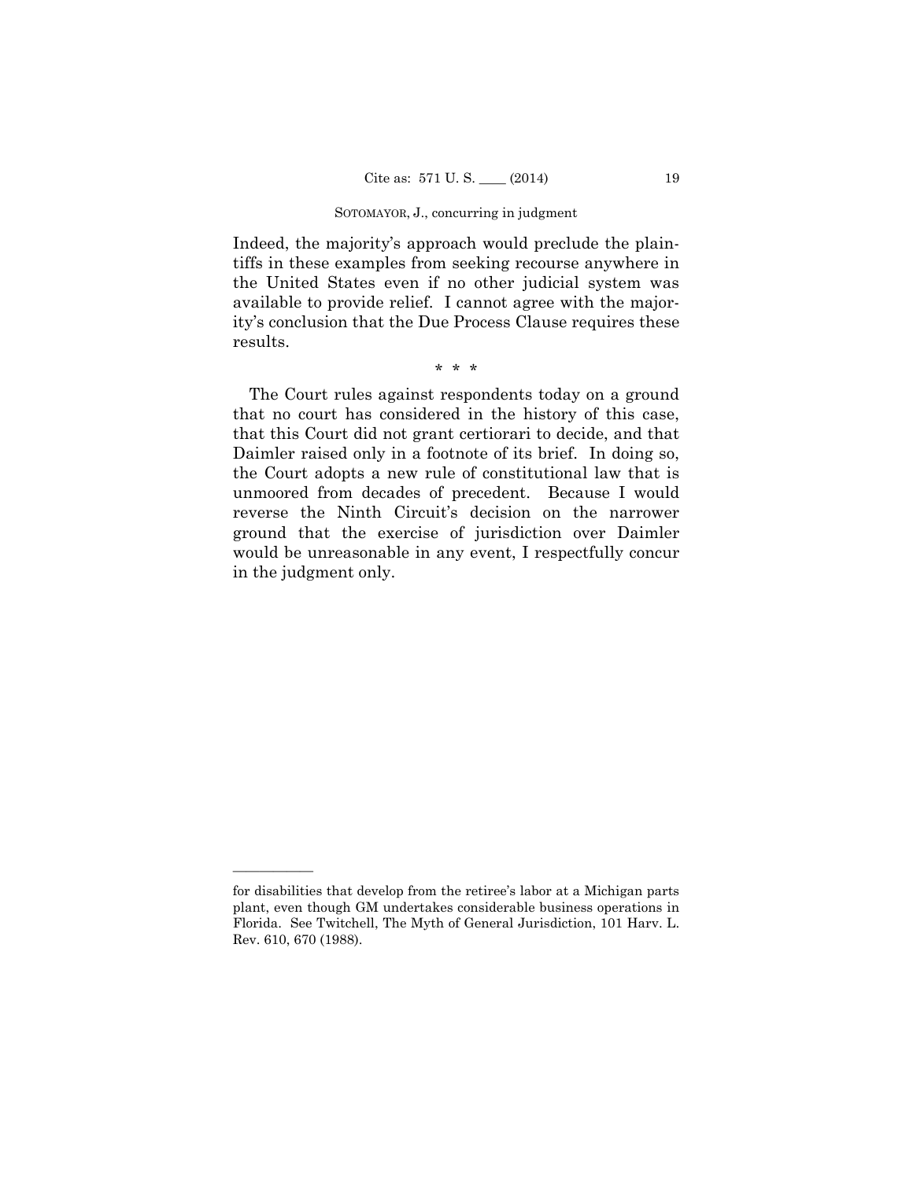Indeed, the majority's approach would preclude the plaintiffs in these examples from seeking recourse anywhere in the United States even if no other judicial system was available to provide relief. I cannot agree with the majority's conclusion that the Due Process Clause requires these results.

\* \* \*

The Court rules against respondents today on a ground that no court has considered in the history of this case, that this Court did not grant certiorari to decide, and that Daimler raised only in a footnote of its brief. In doing so, the Court adopts a new rule of constitutional law that is unmoored from decades of precedent. Because I would reverse the Ninth Circuit's decision on the narrower ground that the exercise of jurisdiction over Daimler would be unreasonable in any event, I respectfully concur in the judgment only.

---

for disabilities that develop from the retiree's labor at a Michigan parts plant, even though GM undertakes considerable business operations in Florida. See Twitchell, The Myth of General Jurisdiction, 101 Harv. L. Rev. 610, 670 (1988).